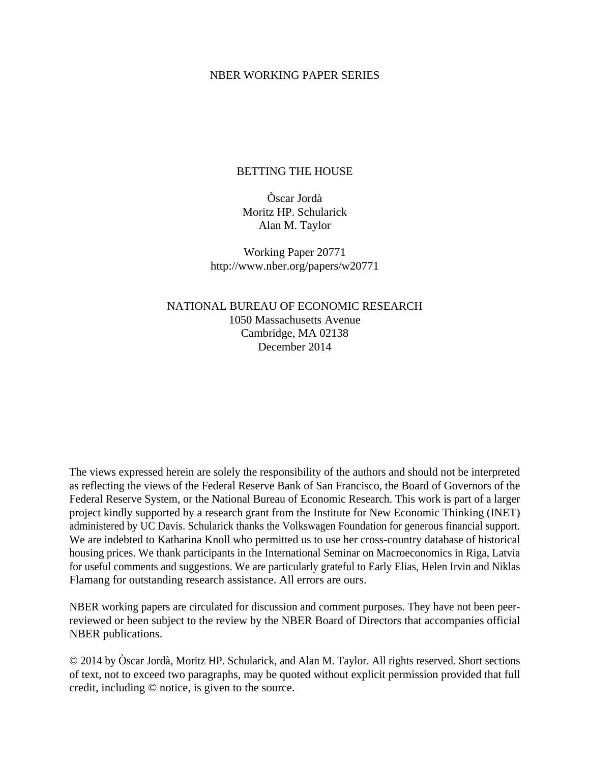NBER WORKING PAPER SERIES

# BETTING THE HOUSE

Òscar Jordà  
Moritz HP. Schularick  
Alan M. Taylor

Working Paper 20771  
http://www.nber.org/papers/w20771

NATIONAL BUREAU OF ECONOMIC RESEARCH  
1050 Massachusetts Avenue  
Cambridge, MA 02138  
December 2014

The views expressed herein are solely the responsibility of the authors and should not be interpreted as reflecting the views of the Federal Reserve Bank of San Francisco, the Board of Governors of the Federal Reserve System, or the National Bureau of Economic Research. This work is part of a larger project kindly supported by a research grant from the Institute for New Economic Thinking (INET) administered by UC Davis. Schularick thanks the Volkswagen Foundation for generous financial support. We are indebted to Katharina Knoll who permitted us to use her cross-country database of historical housing prices. We thank participants in the International Seminar on Macroeconomics in Riga, Latvia for useful comments and suggestions. We are particularly grateful to Early Elias, Helen Irvin and Niklas Flamang for outstanding research assistance. All errors are ours.

NBER working papers are circulated for discussion and comment purposes. They have not been peer-reviewed or been subject to the review by the NBER Board of Directors that accompanies official NBER publications.

© 2014 by Òscar Jordà, Moritz HP. Schularick, and Alan M. Taylor. All rights reserved. Short sections of text, not to exceed two paragraphs, may be quoted without explicit permission provided that full credit, including © notice, is given to the source.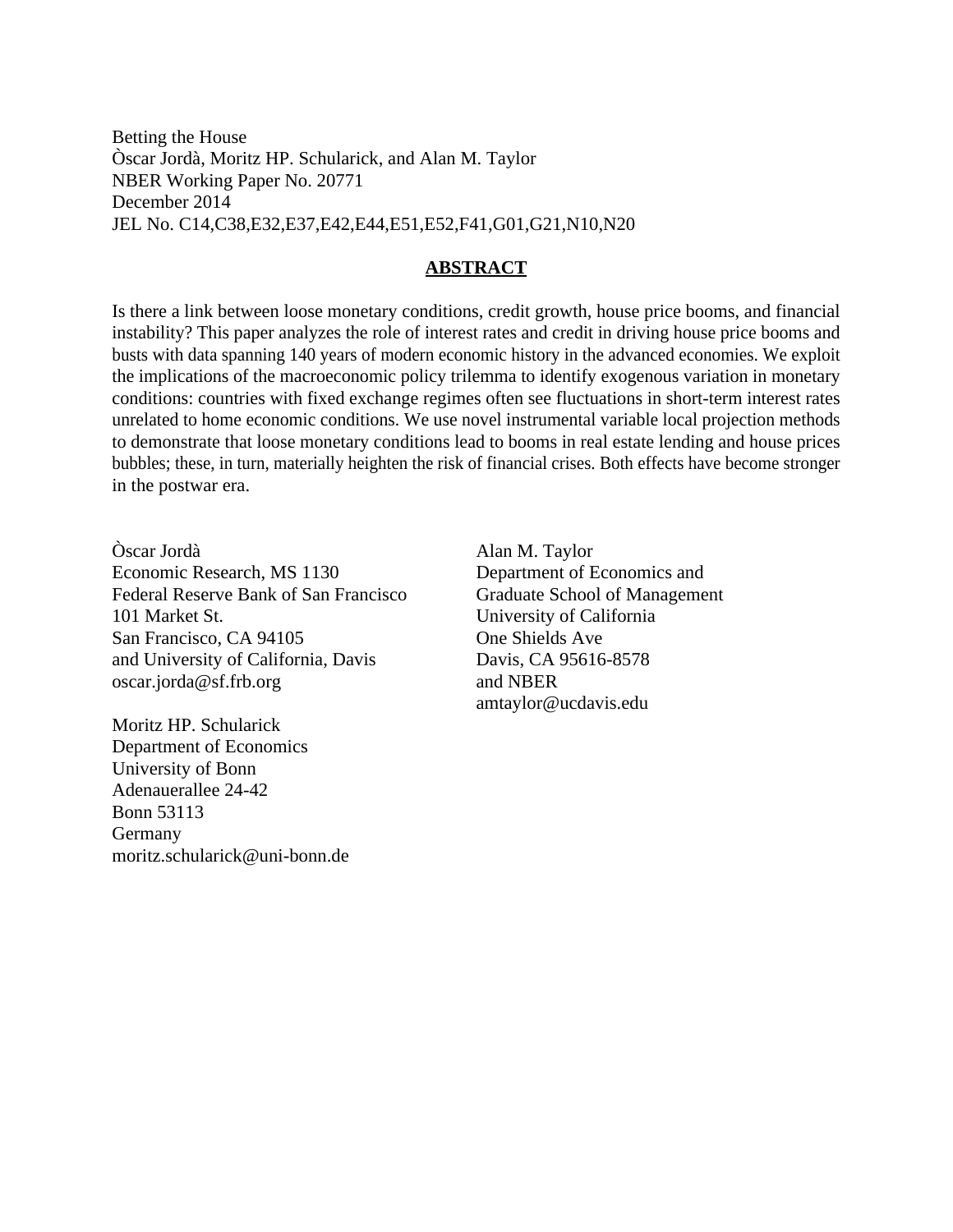Betting the House
Òscar Jordà, Moritz HP. Schularick, and Alan M. Taylor
NBER Working Paper No. 20771
December 2014
JEL No. C14,C38,E32,E37,E42,E44,E51,E52,F41,G01,G21,N10,N20

## ABSTRACT

Is there a link between loose monetary conditions, credit growth, house price booms, and financial instability? This paper analyzes the role of interest rates and credit in driving house price booms and busts with data spanning 140 years of modern economic history in the advanced economies. We exploit the implications of the macroeconomic policy trilemma to identify exogenous variation in monetary conditions: countries with fixed exchange regimes often see fluctuations in short-term interest rates unrelated to home economic conditions. We use novel instrumental variable local projection methods to demonstrate that loose monetary conditions lead to booms in real estate lending and house prices bubbles; these, in turn, materially heighten the risk of financial crises. Both effects have become stronger in the postwar era.

Òscar Jordà
Economic Research, MS 1130
Federal Reserve Bank of San Francisco
101 Market St.
San Francisco, CA 94105
and University of California, Davis
oscar.jorda@sf.frb.org

Moritz HP. Schularick
Department of Economics
University of Bonn
Adenauerallee 24-42
Bonn 53113
Germany
moritz.schularick@uni-bonn.de

Alan M. Taylor
Department of Economics and
Graduate School of Management
University of California
One Shields Ave
Davis, CA 95616-8578
and NBER
amtaylor@ucdavis.edu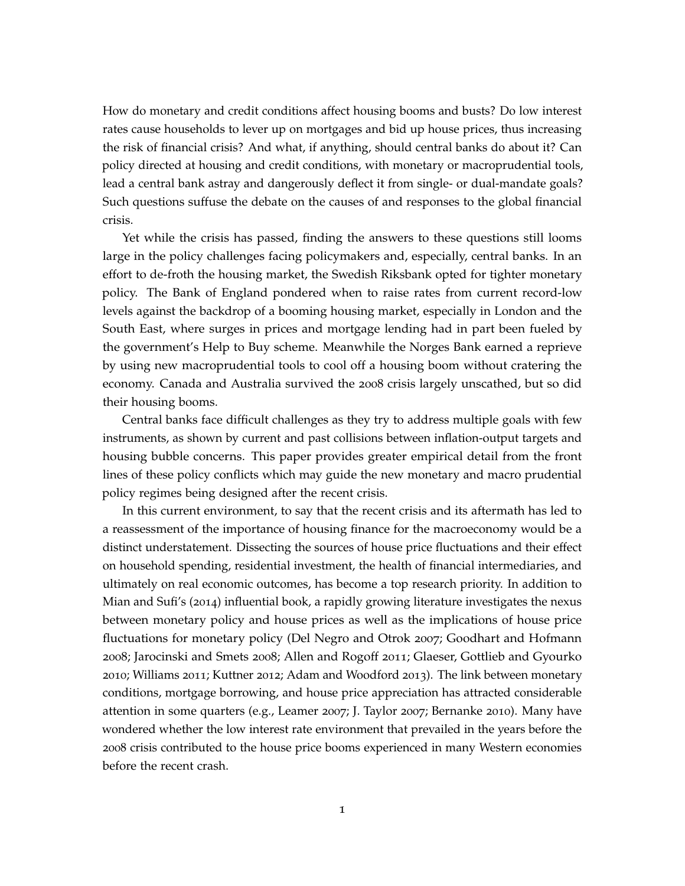How do monetary and credit conditions affect housing booms and busts? Do low interest rates cause households to lever up on mortgages and bid up house prices, thus increasing the risk of financial crisis? And what, if anything, should central banks do about it? Can policy directed at housing and credit conditions, with monetary or macroprudential tools, lead a central bank astray and dangerously deflect it from single- or dual-mandate goals? Such questions suffuse the debate on the causes of and responses to the global financial crisis.

Yet while the crisis has passed, finding the answers to these questions still looms large in the policy challenges facing policymakers and, especially, central banks. In an effort to de-froth the housing market, the Swedish Riksbank opted for tighter monetary policy. The Bank of England pondered when to raise rates from current record-low levels against the backdrop of a booming housing market, especially in London and the South East, where surges in prices and mortgage lending had in part been fueled by the government's Help to Buy scheme. Meanwhile the Norges Bank earned a reprieve by using new macroprudential tools to cool off a housing boom without cratering the economy. Canada and Australia survived the 2008 crisis largely unscathed, but so did their housing booms.

Central banks face difficult challenges as they try to address multiple goals with few instruments, as shown by current and past collisions between inflation-output targets and housing bubble concerns. This paper provides greater empirical detail from the front lines of these policy conflicts which may guide the new monetary and macro prudential policy regimes being designed after the recent crisis.

In this current environment, to say that the recent crisis and its aftermath has led to a reassessment of the importance of housing finance for the macroeconomy would be a distinct understatement. Dissecting the sources of house price fluctuations and their effect on household spending, residential investment, the health of financial intermediaries, and ultimately on real economic outcomes, has become a top research priority. In addition to Mian and Sufi's (2014) influential book, a rapidly growing literature investigates the nexus between monetary policy and house prices as well as the implications of house price fluctuations for monetary policy (Del Negro and Otrok 2007; Goodhart and Hofmann 2008; Jarocinski and Smets 2008; Allen and Rogoff 2011; Glaeser, Gottlieb and Gyourko 2010; Williams 2011; Kuttner 2012; Adam and Woodford 2013). The link between monetary conditions, mortgage borrowing, and house price appreciation has attracted considerable attention in some quarters (e.g., Leamer 2007; J. Taylor 2007; Bernanke 2010). Many have wondered whether the low interest rate environment that prevailed in the years before the 2008 crisis contributed to the house price booms experienced in many Western economies before the recent crash.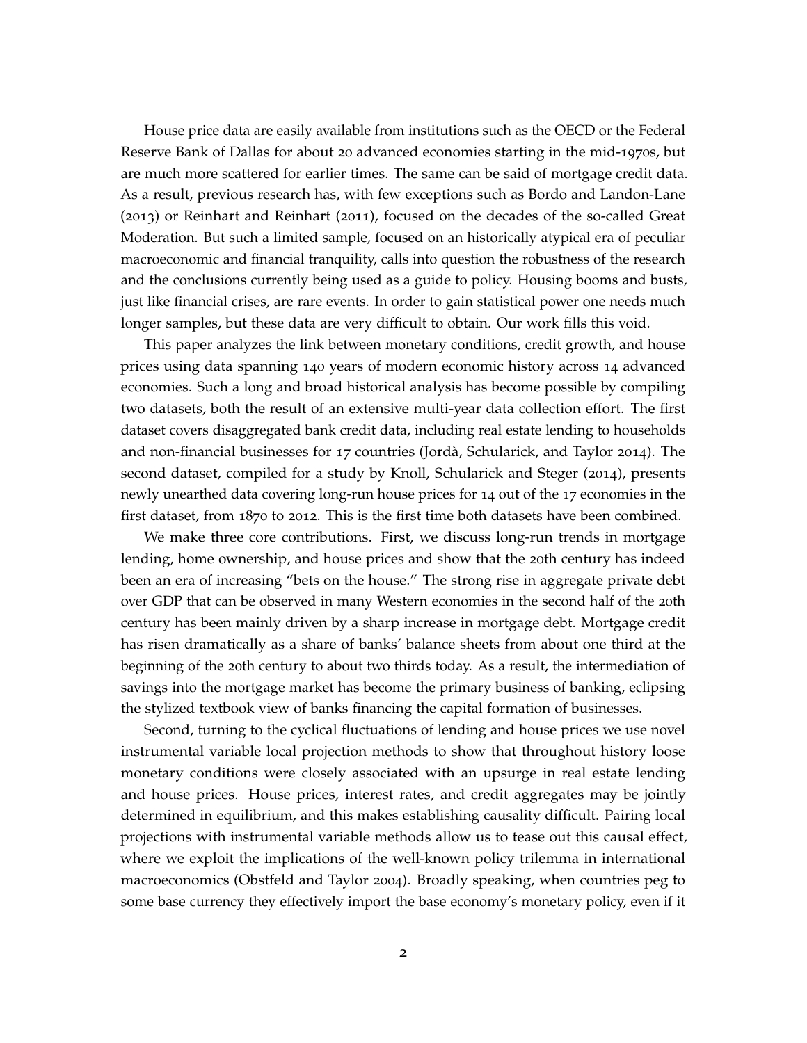House price data are easily available from institutions such as the OECD or the Federal Reserve Bank of Dallas for about 20 advanced economies starting in the mid-1970s, but are much more scattered for earlier times. The same can be said of mortgage credit data. As a result, previous research has, with few exceptions such as Bordo and Landon-Lane (2013) or Reinhart and Reinhart (2011), focused on the decades of the so-called Great Moderation. But such a limited sample, focused on an historically atypical era of peculiar macroeconomic and financial tranquility, calls into question the robustness of the research and the conclusions currently being used as a guide to policy. Housing booms and busts, just like financial crises, are rare events. In order to gain statistical power one needs much longer samples, but these data are very difficult to obtain. Our work fills this void.

This paper analyzes the link between monetary conditions, credit growth, and house prices using data spanning 140 years of modern economic history across 14 advanced economies. Such a long and broad historical analysis has become possible by compiling two datasets, both the result of an extensive multi-year data collection effort. The first dataset covers disaggregated bank credit data, including real estate lending to households and non-financial businesses for 17 countries (Jordà, Schularick, and Taylor 2014). The second dataset, compiled for a study by Knoll, Schularick and Steger (2014), presents newly unearthed data covering long-run house prices for 14 out of the 17 economies in the first dataset, from 1870 to 2012. This is the first time both datasets have been combined.

We make three core contributions. First, we discuss long-run trends in mortgage lending, home ownership, and house prices and show that the 20th century has indeed been an era of increasing "bets on the house." The strong rise in aggregate private debt over GDP that can be observed in many Western economies in the second half of the 20th century has been mainly driven by a sharp increase in mortgage debt. Mortgage credit has risen dramatically as a share of banks' balance sheets from about one third at the beginning of the 20th century to about two thirds today. As a result, the intermediation of savings into the mortgage market has become the primary business of banking, eclipsing the stylized textbook view of banks financing the capital formation of businesses.

Second, turning to the cyclical fluctuations of lending and house prices we use novel instrumental variable local projection methods to show that throughout history loose monetary conditions were closely associated with an upsurge in real estate lending and house prices. House prices, interest rates, and credit aggregates may be jointly determined in equilibrium, and this makes establishing causality difficult. Pairing local projections with instrumental variable methods allow us to tease out this causal effect, where we exploit the implications of the well-known policy trilemma in international macroeconomics (Obstfeld and Taylor 2004). Broadly speaking, when countries peg to some base currency they effectively import the base economy's monetary policy, even if it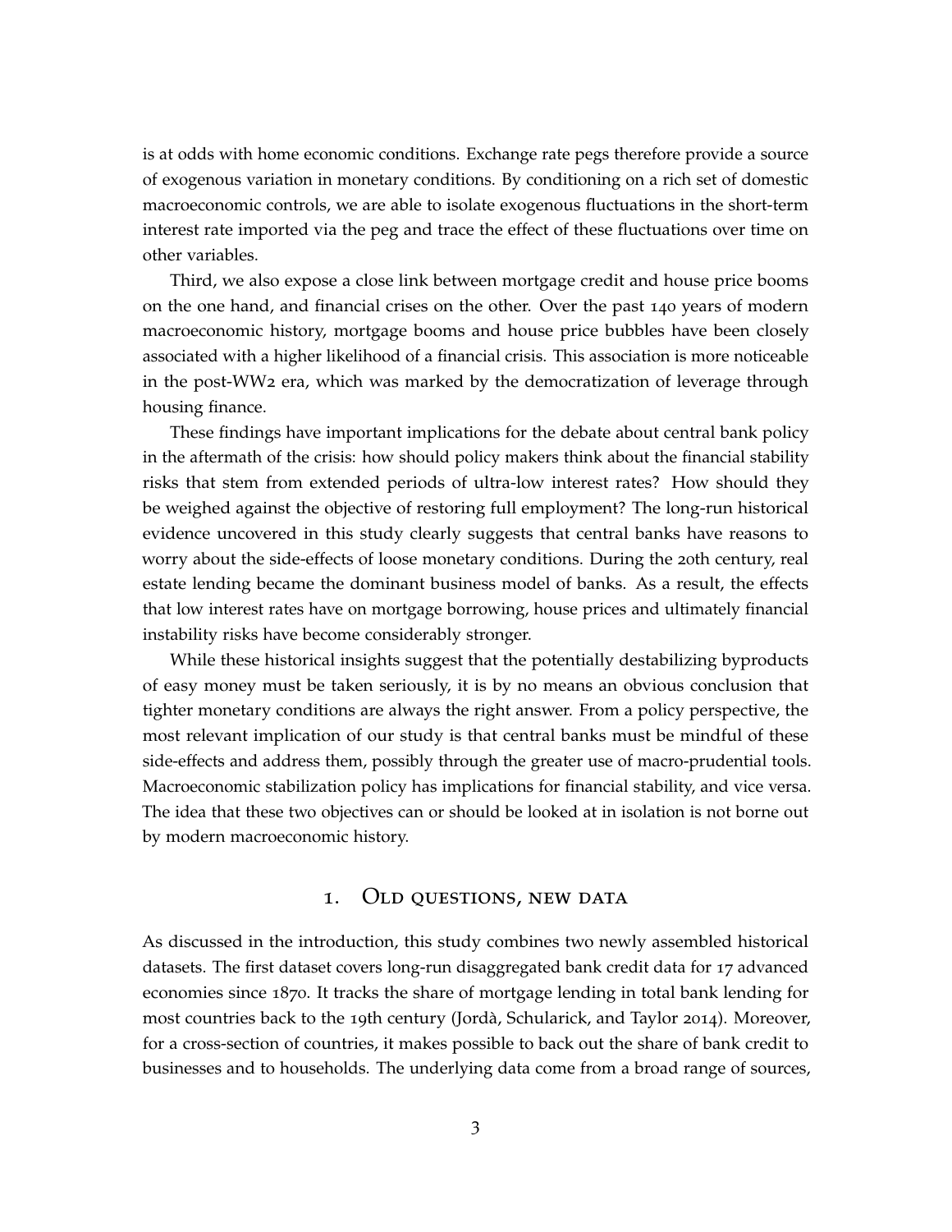is at odds with home economic conditions. Exchange rate pegs therefore provide a source of exogenous variation in monetary conditions. By conditioning on a rich set of domestic macroeconomic controls, we are able to isolate exogenous fluctuations in the short-term interest rate imported via the peg and trace the effect of these fluctuations over time on other variables.

Third, we also expose a close link between mortgage credit and house price booms on the one hand, and financial crises on the other. Over the past 140 years of modern macroeconomic history, mortgage booms and house price bubbles have been closely associated with a higher likelihood of a financial crisis. This association is more noticeable in the post-WW2 era, which was marked by the democratization of leverage through housing finance.

These findings have important implications for the debate about central bank policy in the aftermath of the crisis: how should policy makers think about the financial stability risks that stem from extended periods of ultra-low interest rates? How should they be weighed against the objective of restoring full employment? The long-run historical evidence uncovered in this study clearly suggests that central banks have reasons to worry about the side-effects of loose monetary conditions. During the 20th century, real estate lending became the dominant business model of banks. As a result, the effects that low interest rates have on mortgage borrowing, house prices and ultimately financial instability risks have become considerably stronger.

While these historical insights suggest that the potentially destabilizing byproducts of easy money must be taken seriously, it is by no means an obvious conclusion that tighter monetary conditions are always the right answer. From a policy perspective, the most relevant implication of our study is that central banks must be mindful of these side-effects and address them, possibly through the greater use of macro-prudential tools. Macroeconomic stabilization policy has implications for financial stability, and vice versa. The idea that these two objectives can or should be looked at in isolation is not borne out by modern macroeconomic history.

# 1. Old questions, new data

As discussed in the introduction, this study combines two newly assembled historical datasets. The first dataset covers long-run disaggregated bank credit data for 17 advanced economies since 1870. It tracks the share of mortgage lending in total bank lending for most countries back to the 19th century (Jordà, Schularick, and Taylor 2014). Moreover, for a cross-section of countries, it makes possible to back out the share of bank credit to businesses and to households. The underlying data come from a broad range of sources,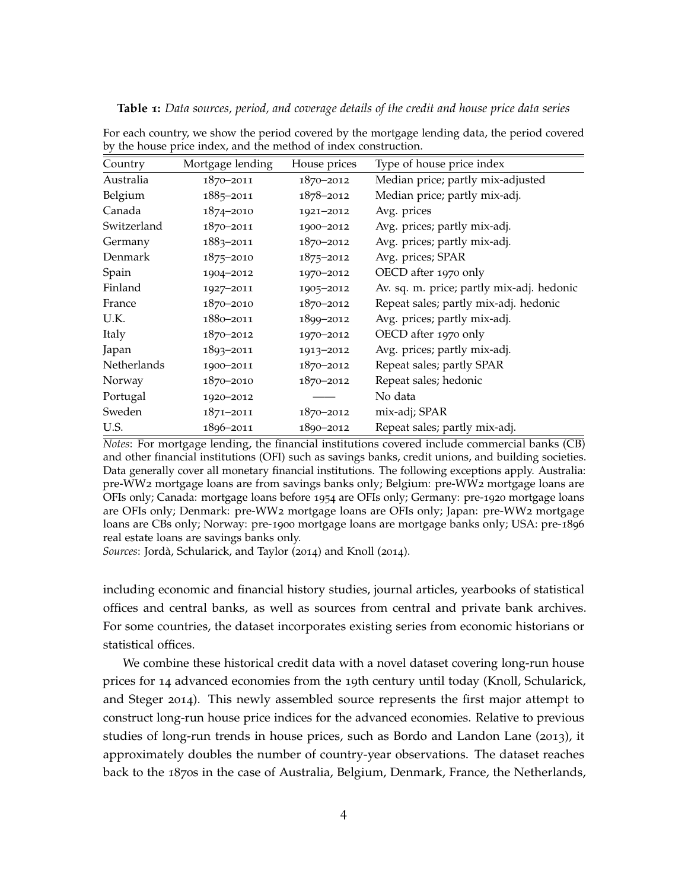**Table 1:** *Data sources, period, and coverage details of the credit and house price data series*

For each country, we show the period covered by the mortgage lending data, the period covered by the house price index, and the method of index construction.

| Country | Mortgage lending | House prices | Type of house price index |
|---|---|---|---|
| Australia | 1870–2011 | 1870–2012 | Median price; partly mix-adjusted |
| Belgium | 1885–2011 | 1878–2012 | Median price; partly mix-adj. |
| Canada | 1874–2010 | 1921–2012 | Avg. prices |
| Switzerland | 1870–2011 | 1900–2012 | Avg. prices; partly mix-adj. |
| Germany | 1883–2011 | 1870–2012 | Avg. prices; partly mix-adj. |
| Denmark | 1875–2010 | 1875–2012 | Avg. prices; SPAR |
| Spain | 1904–2012 | 1970–2012 | OECD after 1970 only |
| Finland | 1927–2011 | 1905–2012 | Av. sq. m. price; partly mix-adj. hedonic |
| France | 1870–2010 | 1870–2012 | Repeat sales; partly mix-adj. hedonic |
| U.K. | 1880–2011 | 1899–2012 | Avg. prices; partly mix-adj. |
| Italy | 1870–2012 | 1970–2012 | OECD after 1970 only |
| Japan | 1893–2011 | 1913–2012 | Avg. prices; partly mix-adj. |
| Netherlands | 1900–2011 | 1870–2012 | Repeat sales; partly SPAR |
| Norway | 1870–2010 | 1870–2012 | Repeat sales; hedonic |
| Portugal | 1920–2012 | —— | No data |
| Sweden | 1871–2011 | 1870–2012 | mix-adj; SPAR |
| U.S. | 1896–2011 | 1890–2012 | Repeat sales; partly mix-adj. |

*Notes*: For mortgage lending, the financial institutions covered include commercial banks (CB) and other financial institutions (OFI) such as savings banks, credit unions, and building societies. Data generally cover all monetary financial institutions. The following exceptions apply. Australia: pre-WW2 mortgage loans are from savings banks only; Belgium: pre-WW2 mortgage loans are OFIs only; Canada: mortgage loans before 1954 are OFIs only; Germany: pre-1920 mortgage loans are OFIs only; Denmark: pre-WW2 mortgage loans are OFIs only; Japan: pre-WW2 mortgage loans are CBs only; Norway: pre-1900 mortgage loans are mortgage banks only; USA: pre-1896 real estate loans are savings banks only.

*Sources*: Jordà, Schularick, and Taylor (2014) and Knoll (2014).

including economic and financial history studies, journal articles, yearbooks of statistical offices and central banks, as well as sources from central and private bank archives. For some countries, the dataset incorporates existing series from economic historians or statistical offices.

We combine these historical credit data with a novel dataset covering long-run house prices for 14 advanced economies from the 19th century until today (Knoll, Schularick, and Steger 2014). This newly assembled source represents the first major attempt to construct long-run house price indices for the advanced economies. Relative to previous studies of long-run trends in house prices, such as Bordo and Landon Lane (2013), it approximately doubles the number of country-year observations. The dataset reaches back to the 1870s in the case of Australia, Belgium, Denmark, France, the Netherlands,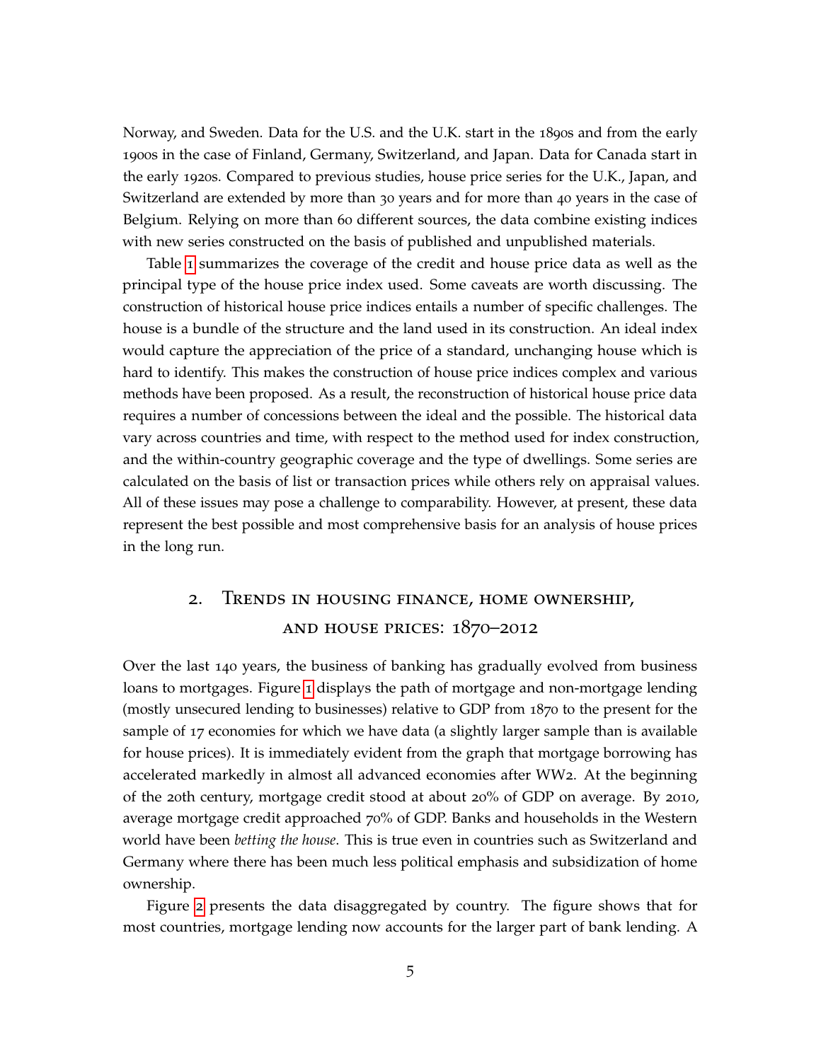Norway, and Sweden. Data for the U.S. and the U.K. start in the 1890s and from the early 1900s in the case of Finland, Germany, Switzerland, and Japan. Data for Canada start in the early 1920s. Compared to previous studies, house price series for the U.K., Japan, and Switzerland are extended by more than 30 years and for more than 40 years in the case of Belgium. Relying on more than 60 different sources, the data combine existing indices with new series constructed on the basis of published and unpublished materials.

Table 1 summarizes the coverage of the credit and house price data as well as the principal type of the house price index used. Some caveats are worth discussing. The construction of historical house price indices entails a number of specific challenges. The house is a bundle of the structure and the land used in its construction. An ideal index would capture the appreciation of the price of a standard, unchanging house which is hard to identify. This makes the construction of house price indices complex and various methods have been proposed. As a result, the reconstruction of historical house price data requires a number of concessions between the ideal and the possible. The historical data vary across countries and time, with respect to the method used for index construction, and the within-country geographic coverage and the type of dwellings. Some series are calculated on the basis of list or transaction prices while others rely on appraisal values. All of these issues may pose a challenge to comparability. However, at present, these data represent the best possible and most comprehensive basis for an analysis of house prices in the long run.

## 2. Trends in housing finance, home ownership, and house prices: 1870–2012

Over the last 140 years, the business of banking has gradually evolved from business loans to mortgages. Figure 1 displays the path of mortgage and non-mortgage lending (mostly unsecured lending to businesses) relative to GDP from 1870 to the present for the sample of 17 economies for which we have data (a slightly larger sample than is available for house prices). It is immediately evident from the graph that mortgage borrowing has accelerated markedly in almost all advanced economies after WW2. At the beginning of the 20th century, mortgage credit stood at about 20% of GDP on average. By 2010, average mortgage credit approached 70% of GDP. Banks and households in the Western world have been *betting the house*. This is true even in countries such as Switzerland and Germany where there has been much less political emphasis and subsidization of home ownership.

Figure 2 presents the data disaggregated by country. The figure shows that for most countries, mortgage lending now accounts for the larger part of bank lending. A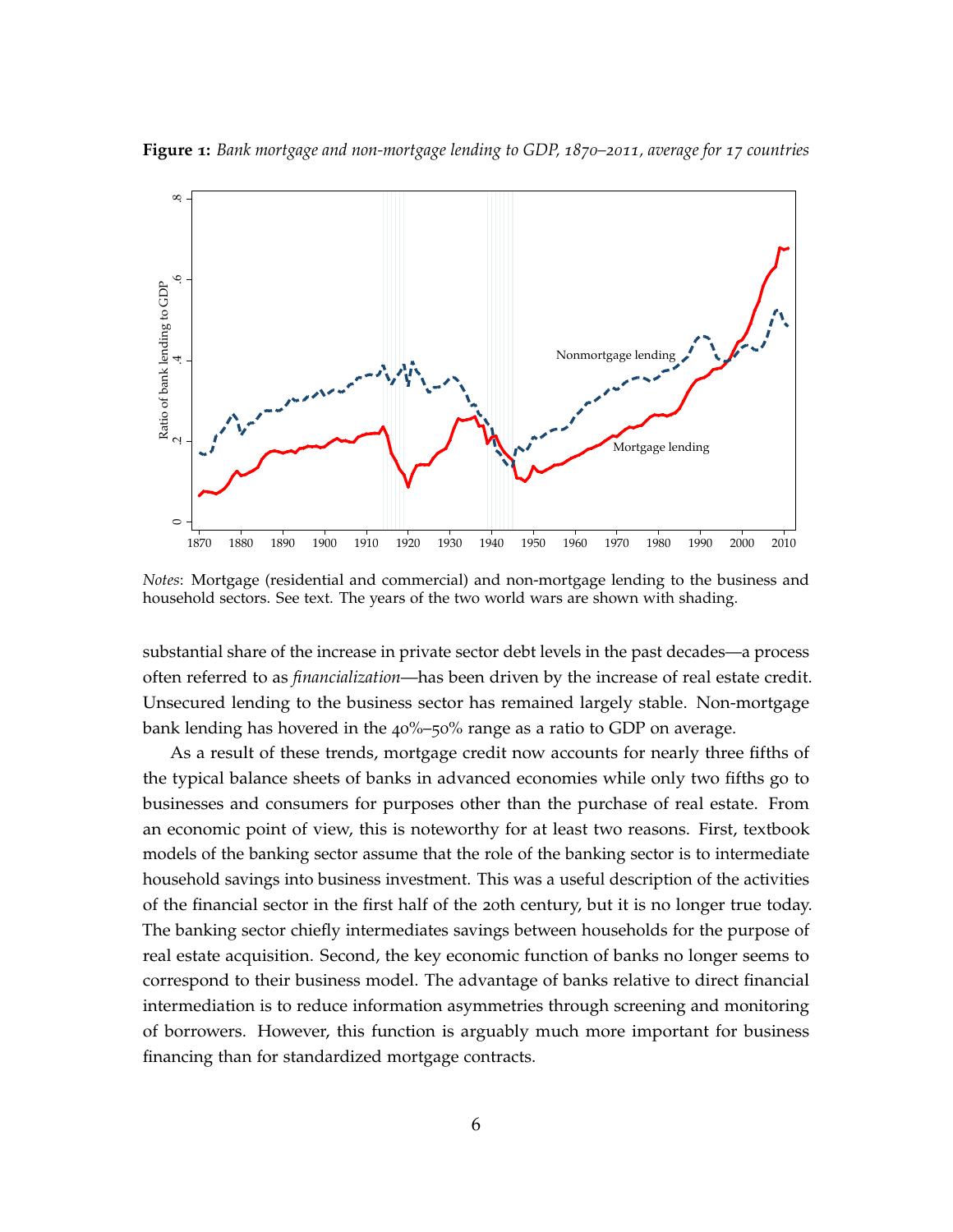**Figure 1:** *Bank mortgage and non-mortgage lending to GDP, 1870–2011, average for 17 countries*

*Notes*: Mortgage (residential and commercial) and non-mortgage lending to the business and household sectors. See text. The years of the two world wars are shown with shading.

substantial share of the increase in private sector debt levels in the past decades—a process often referred to as *financialization*—has been driven by the increase of real estate credit. Unsecured lending to the business sector has remained largely stable. Non-mortgage bank lending has hovered in the 40%–50% range as a ratio to GDP on average.

As a result of these trends, mortgage credit now accounts for nearly three fifths of the typical balance sheets of banks in advanced economies while only two fifths go to businesses and consumers for purposes other than the purchase of real estate. From an economic point of view, this is noteworthy for at least two reasons. First, textbook models of the banking sector assume that the role of the banking sector is to intermediate household savings into business investment. This was a useful description of the activities of the financial sector in the first half of the 20th century, but it is no longer true today. The banking sector chiefly intermediates savings between households for the purpose of real estate acquisition. Second, the key economic function of banks no longer seems to correspond to their business model. The advantage of banks relative to direct financial intermediation is to reduce information asymmetries through screening and monitoring of borrowers. However, this function is arguably much more important for business financing than for standardized mortgage contracts.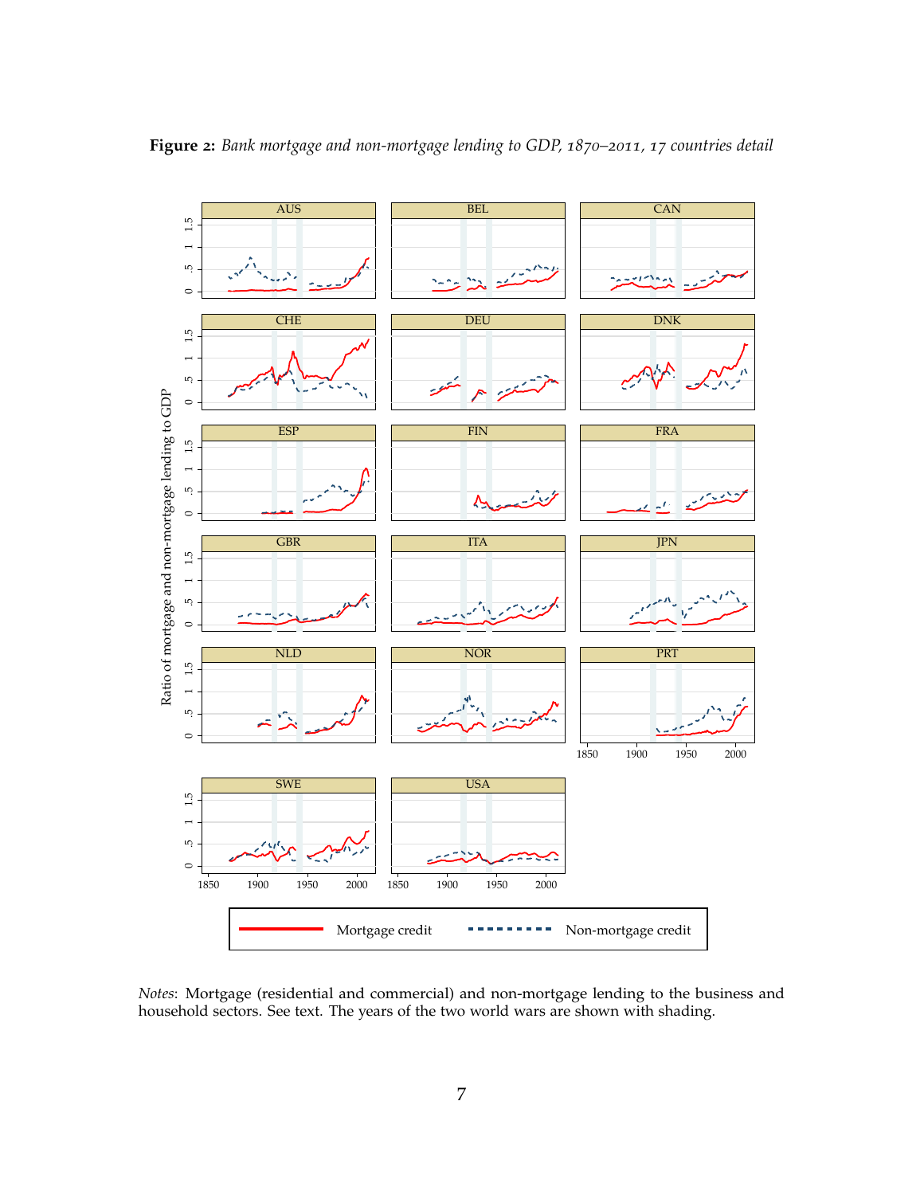**Figure 2:** *Bank mortgage and non-mortgage lending to GDP, 1870–2011, 17 countries detail*

*Notes*: Mortgage (residential and commercial) and non-mortgage lending to the business and household sectors. See text. The years of the two world wars are shown with shading.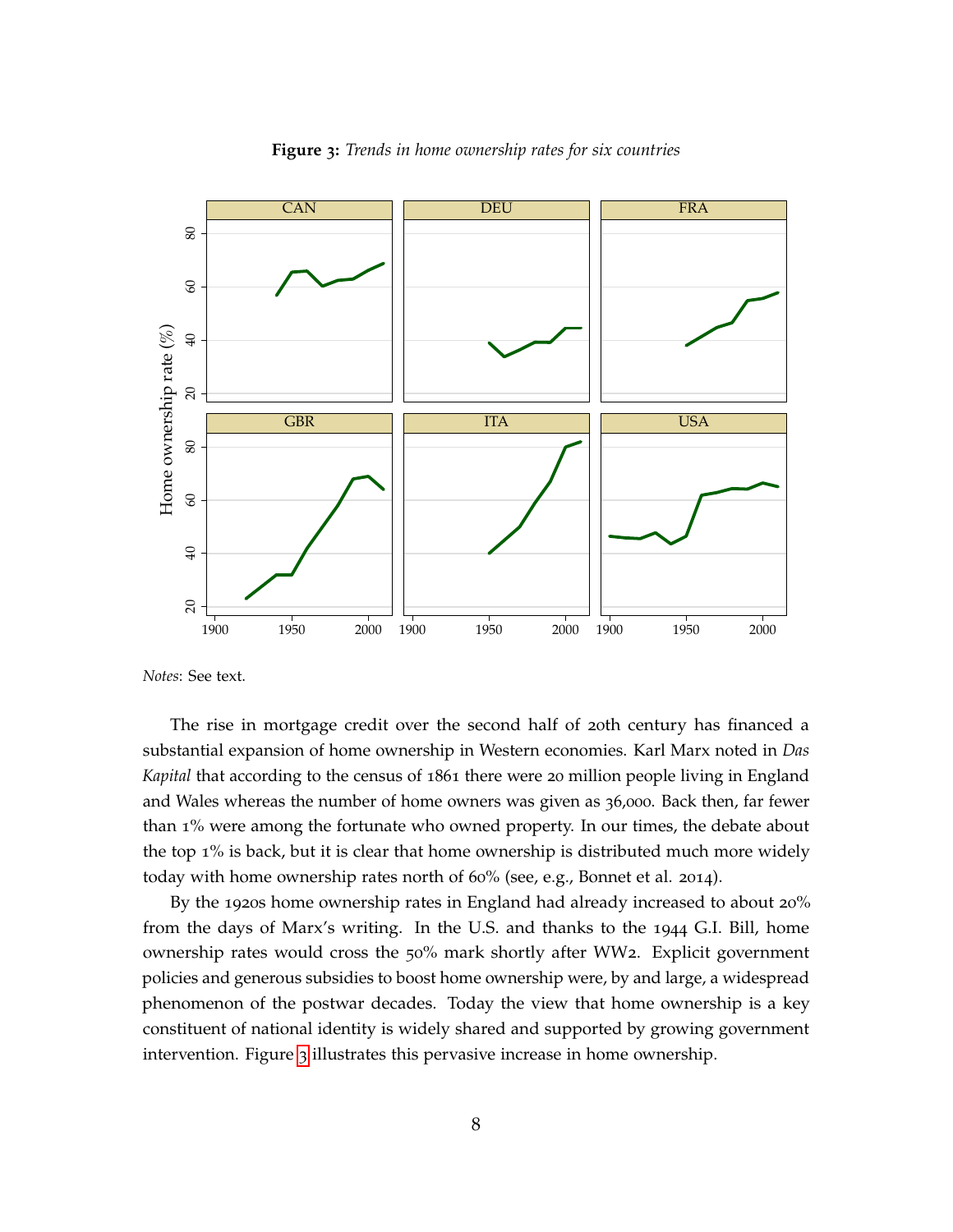**Figure 3:** *Trends in home ownership rates for six countries*

*Notes*: See text.

The rise in mortgage credit over the second half of 20th century has financed a substantial expansion of home ownership in Western economies. Karl Marx noted in *Das Kapital* that according to the census of 1861 there were 20 million people living in England and Wales whereas the number of home owners was given as 36,000. Back then, far fewer than 1% were among the fortunate who owned property. In our times, the debate about the top 1% is back, but it is clear that home ownership is distributed much more widely today with home ownership rates north of 60% (see, e.g., Bonnet et al. 2014).

By the 1920s home ownership rates in England had already increased to about 20% from the days of Marx's writing. In the U.S. and thanks to the 1944 G.I. Bill, home ownership rates would cross the 50% mark shortly after WW2. Explicit government policies and generous subsidies to boost home ownership were, by and large, a widespread phenomenon of the postwar decades. Today the view that home ownership is a key constituent of national identity is widely shared and supported by growing government intervention. Figure 3 illustrates this pervasive increase in home ownership.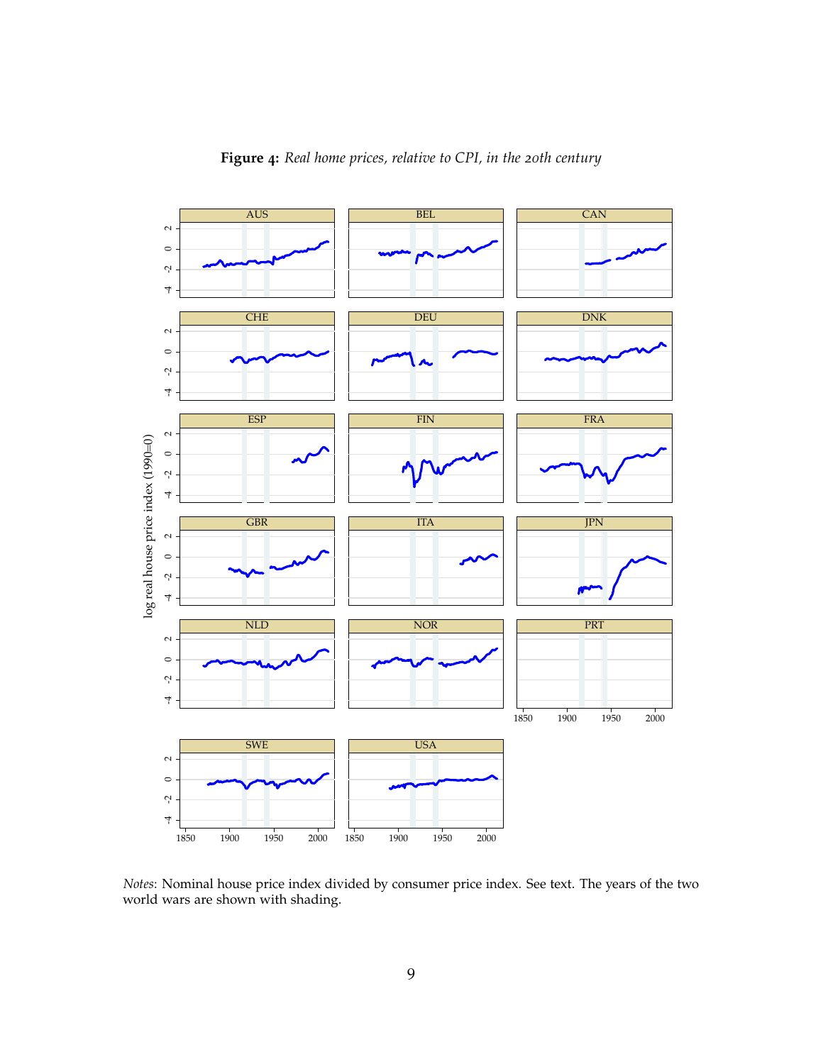**Figure 4:** *Real home prices, relative to CPI, in the 20th century*

*Notes*: Nominal house price index divided by consumer price index. See text. The years of the two world wars are shown with shading.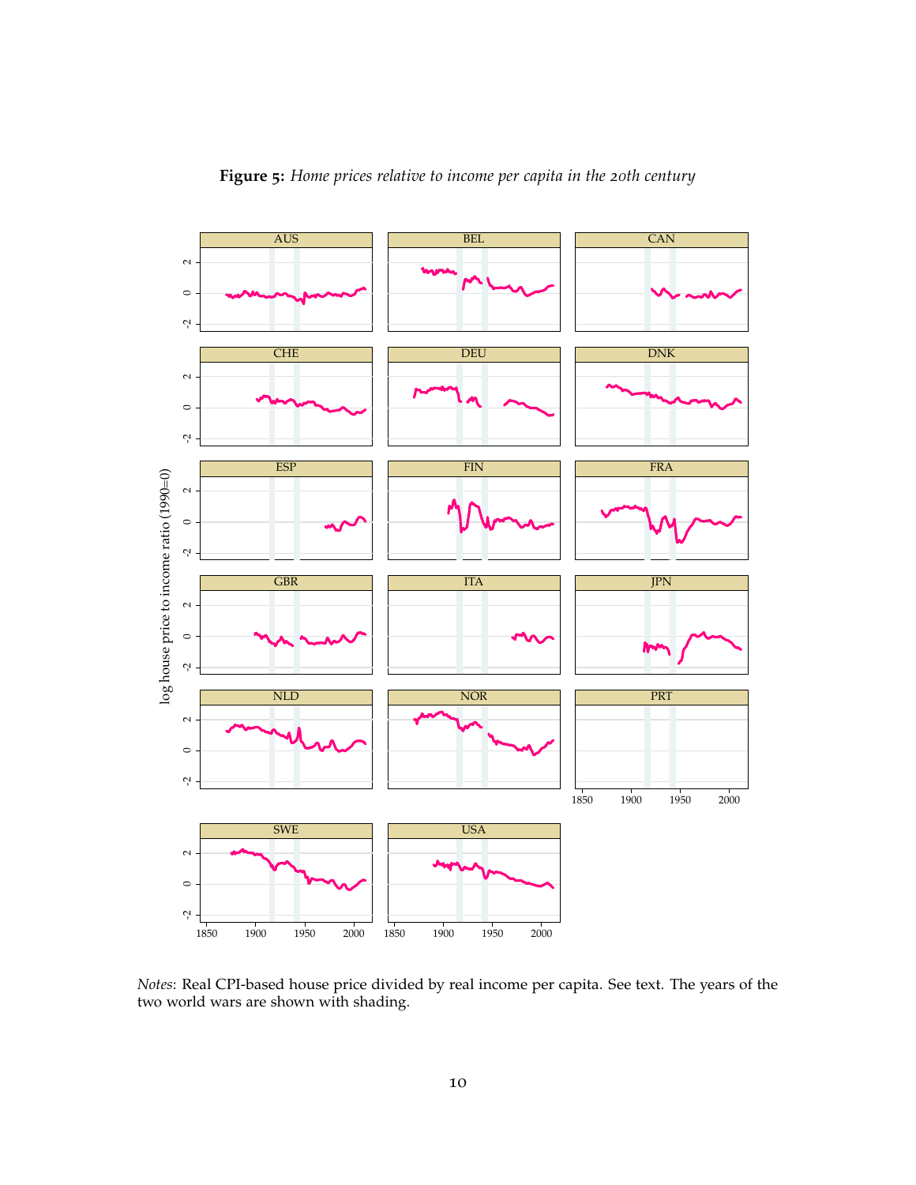**Figure 5:** *Home prices relative to income per capita in the 20th century*

*Notes*: Real CPI-based house price divided by real income per capita. See text. The years of the two world wars are shown with shading.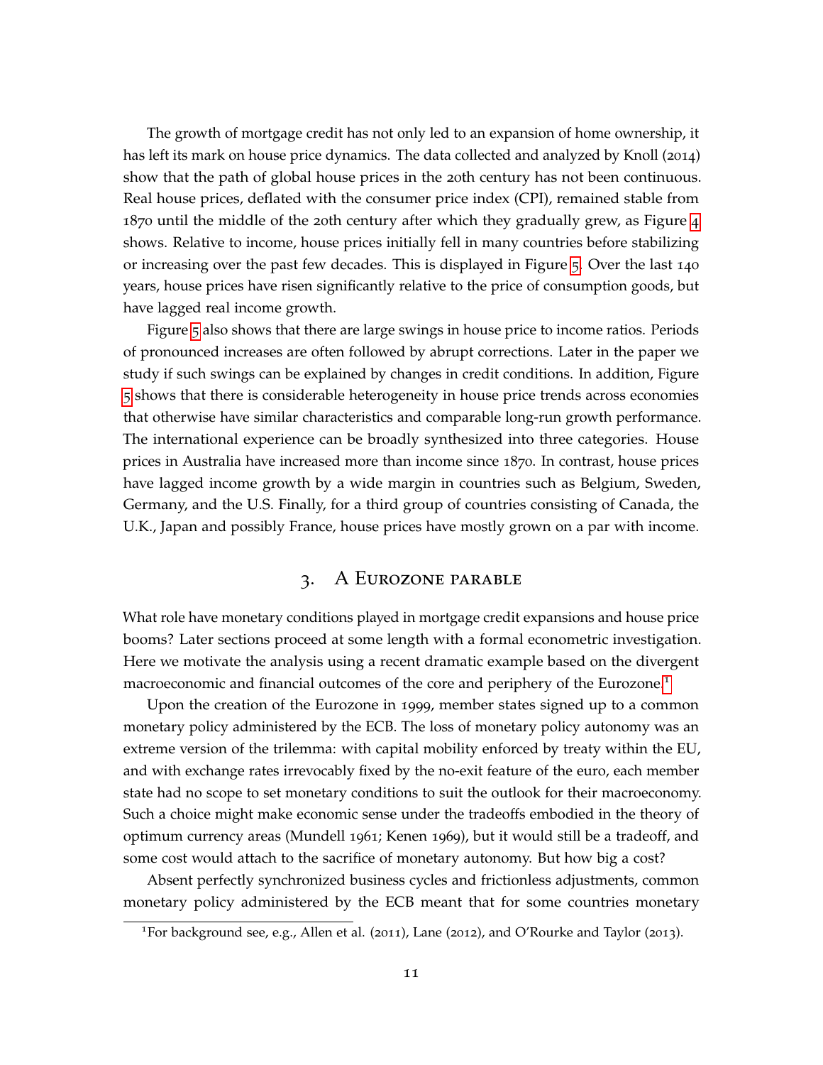The growth of mortgage credit has not only led to an expansion of home ownership, it has left its mark on house price dynamics. The data collected and analyzed by Knoll (2014) show that the path of global house prices in the 20th century has not been continuous. Real house prices, deflated with the consumer price index (CPI), remained stable from 1870 until the middle of the 20th century after which they gradually grew, as Figure 4 shows. Relative to income, house prices initially fell in many countries before stabilizing or increasing over the past few decades. This is displayed in Figure 5. Over the last 140 years, house prices have risen significantly relative to the price of consumption goods, but have lagged real income growth.

Figure 5 also shows that there are large swings in house price to income ratios. Periods of pronounced increases are often followed by abrupt corrections. Later in the paper we study if such swings can be explained by changes in credit conditions. In addition, Figure 5 shows that there is considerable heterogeneity in house price trends across economies that otherwise have similar characteristics and comparable long-run growth performance. The international experience can be broadly synthesized into three categories. House prices in Australia have increased more than income since 1870. In contrast, house prices have lagged income growth by a wide margin in countries such as Belgium, Sweden, Germany, and the U.S. Finally, for a third group of countries consisting of Canada, the U.K., Japan and possibly France, house prices have mostly grown on a par with income.

## 3. A Eurozone parable

What role have monetary conditions played in mortgage credit expansions and house price booms? Later sections proceed at some length with a formal econometric investigation. Here we motivate the analysis using a recent dramatic example based on the divergent macroeconomic and financial outcomes of the core and periphery of the Eurozone.[1]

Upon the creation of the Eurozone in 1999, member states signed up to a common monetary policy administered by the ECB. The loss of monetary policy autonomy was an extreme version of the trilemma: with capital mobility enforced by treaty within the EU, and with exchange rates irrevocably fixed by the no-exit feature of the euro, each member state had no scope to set monetary conditions to suit the outlook for their macroeconomy. Such a choice might make economic sense under the tradeoffs embodied in the theory of optimum currency areas (Mundell 1961; Kenen 1969), but it would still be a tradeoff, and some cost would attach to the sacrifice of monetary autonomy. But how big a cost?

Absent perfectly synchronized business cycles and frictionless adjustments, common monetary policy administered by the ECB meant that for some countries monetary

[1] For background see, e.g., Allen et al. (2011), Lane (2012), and O'Rourke and Taylor (2013).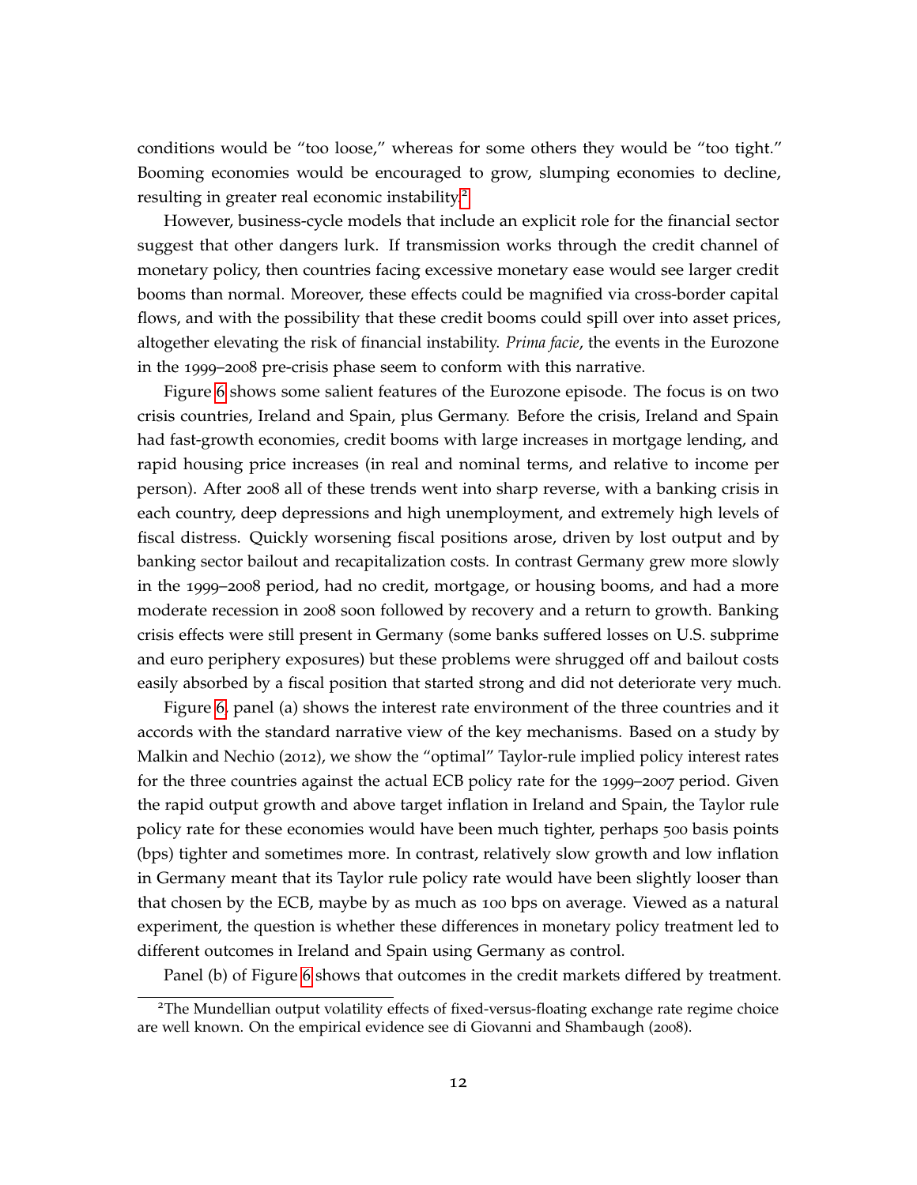conditions would be "too loose," whereas for some others they would be "too tight." Booming economies would be encouraged to grow, slumping economies to decline, resulting in greater real economic instability.[2]

However, business-cycle models that include an explicit role for the financial sector suggest that other dangers lurk. If transmission works through the credit channel of monetary policy, then countries facing excessive monetary ease would see larger credit booms than normal. Moreover, these effects could be magnified via cross-border capital flows, and with the possibility that these credit booms could spill over into asset prices, altogether elevating the risk of financial instability. *Prima facie*, the events in the Eurozone in the 1999–2008 pre-crisis phase seem to conform with this narrative.

Figure 6 shows some salient features of the Eurozone episode. The focus is on two crisis countries, Ireland and Spain, plus Germany. Before the crisis, Ireland and Spain had fast-growth economies, credit booms with large increases in mortgage lending, and rapid housing price increases (in real and nominal terms, and relative to income per person). After 2008 all of these trends went into sharp reverse, with a banking crisis in each country, deep depressions and high unemployment, and extremely high levels of fiscal distress. Quickly worsening fiscal positions arose, driven by lost output and by banking sector bailout and recapitalization costs. In contrast Germany grew more slowly in the 1999–2008 period, had no credit, mortgage, or housing booms, and had a more moderate recession in 2008 soon followed by recovery and a return to growth. Banking crisis effects were still present in Germany (some banks suffered losses on U.S. subprime and euro periphery exposures) but these problems were shrugged off and bailout costs easily absorbed by a fiscal position that started strong and did not deteriorate very much.

Figure 6, panel (a) shows the interest rate environment of the three countries and it accords with the standard narrative view of the key mechanisms. Based on a study by Malkin and Nechio (2012), we show the "optimal" Taylor-rule implied policy interest rates for the three countries against the actual ECB policy rate for the 1999–2007 period. Given the rapid output growth and above target inflation in Ireland and Spain, the Taylor rule policy rate for these economies would have been much tighter, perhaps 500 basis points (bps) tighter and sometimes more. In contrast, relatively slow growth and low inflation in Germany meant that its Taylor rule policy rate would have been slightly looser than that chosen by the ECB, maybe by as much as 100 bps on average. Viewed as a natural experiment, the question is whether these differences in monetary policy treatment led to different outcomes in Ireland and Spain using Germany as control.

Panel (b) of Figure 6 shows that outcomes in the credit markets differed by treatment.

[2] The Mundellian output volatility effects of fixed-versus-floating exchange rate regime choice are well known. On the empirical evidence see di Giovanni and Shambaugh (2008).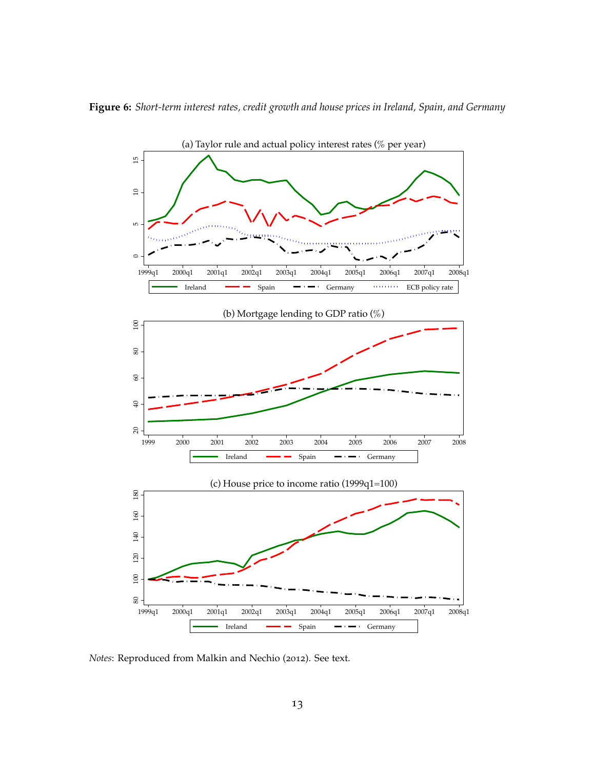**Figure 6:** *Short-term interest rates, credit growth and house prices in Ireland, Spain, and Germany*

(a) Taylor rule and actual policy interest rates (% per year)

(b) Mortgage lending to GDP ratio (%)

(c) House price to income ratio (1999q1=100)

*Notes*: Reproduced from Malkin and Nechio (2012). See text.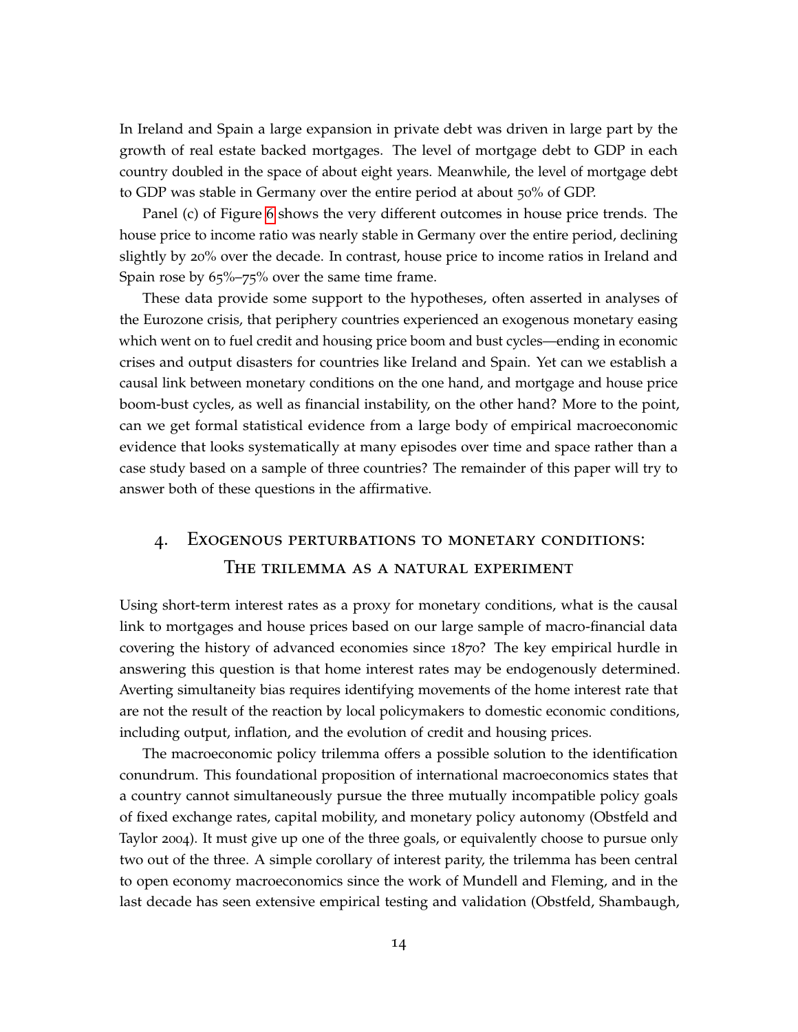In Ireland and Spain a large expansion in private debt was driven in large part by the growth of real estate backed mortgages. The level of mortgage debt to GDP in each country doubled in the space of about eight years. Meanwhile, the level of mortgage debt to GDP was stable in Germany over the entire period at about 50% of GDP.

Panel (c) of Figure 6 shows the very different outcomes in house price trends. The house price to income ratio was nearly stable in Germany over the entire period, declining slightly by 20% over the decade. In contrast, house price to income ratios in Ireland and Spain rose by 65%–75% over the same time frame.

These data provide some support to the hypotheses, often asserted in analyses of the Eurozone crisis, that periphery countries experienced an exogenous monetary easing which went on to fuel credit and housing price boom and bust cycles—ending in economic crises and output disasters for countries like Ireland and Spain. Yet can we establish a causal link between monetary conditions on the one hand, and mortgage and house price boom-bust cycles, as well as financial instability, on the other hand? More to the point, can we get formal statistical evidence from a large body of empirical macroeconomic evidence that looks systematically at many episodes over time and space rather than a case study based on a sample of three countries? The remainder of this paper will try to answer both of these questions in the affirmative.

## 4. Exogenous perturbations to monetary conditions: The trilemma as a natural experiment

Using short-term interest rates as a proxy for monetary conditions, what is the causal link to mortgages and house prices based on our large sample of macro-financial data covering the history of advanced economies since 1870? The key empirical hurdle in answering this question is that home interest rates may be endogenously determined. Averting simultaneity bias requires identifying movements of the home interest rate that are not the result of the reaction by local policymakers to domestic economic conditions, including output, inflation, and the evolution of credit and housing prices.

The macroeconomic policy trilemma offers a possible solution to the identification conundrum. This foundational proposition of international macroeconomics states that a country cannot simultaneously pursue the three mutually incompatible policy goals of fixed exchange rates, capital mobility, and monetary policy autonomy (Obstfeld and Taylor 2004). It must give up one of the three goals, or equivalently choose to pursue only two out of the three. A simple corollary of interest parity, the trilemma has been central to open economy macroeconomics since the work of Mundell and Fleming, and in the last decade has seen extensive empirical testing and validation (Obstfeld, Shambaugh,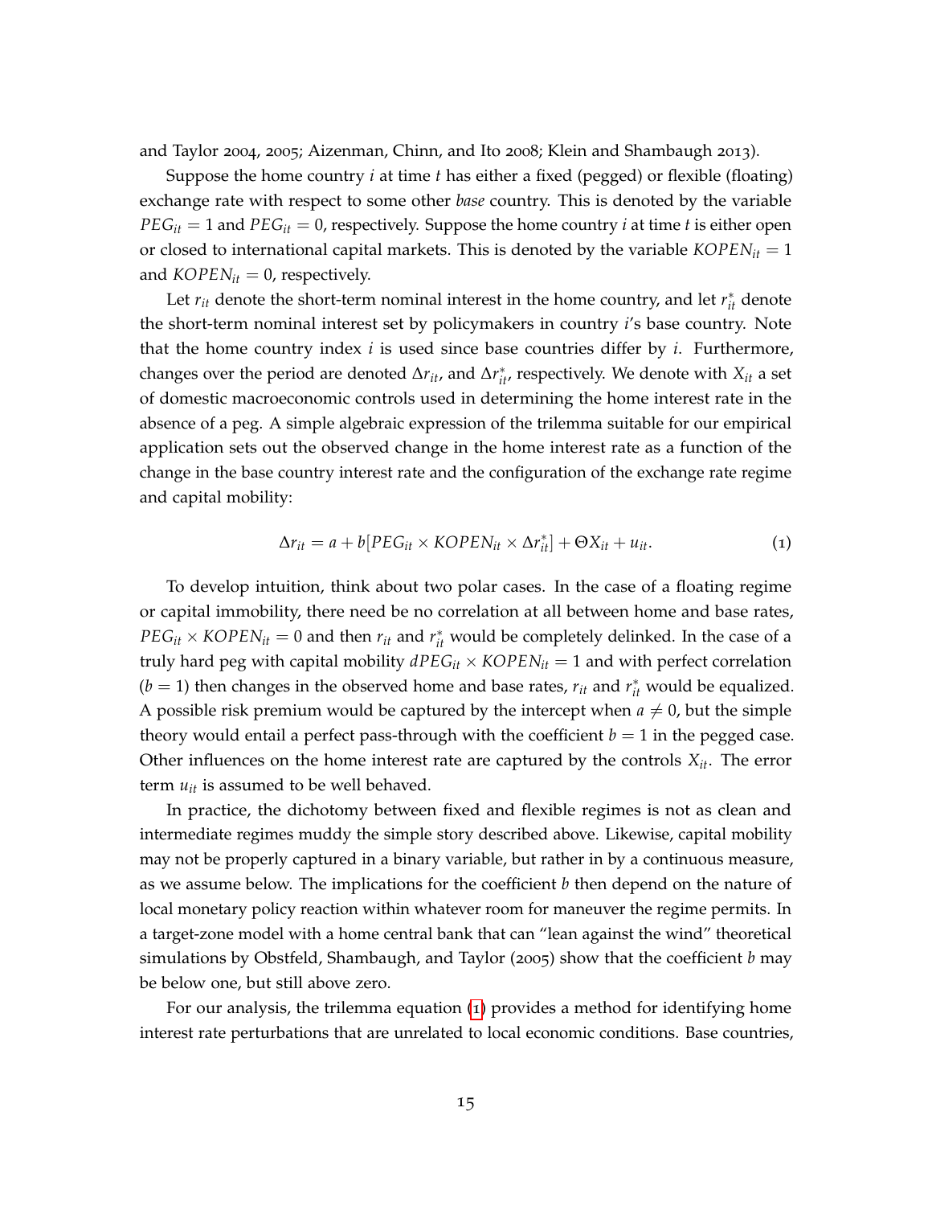and Taylor 2004, 2005; Aizenman, Chinn, and Ito 2008; Klein and Shambaugh 2013).

Suppose the home country $i$ at time $t$ has either a fixed (pegged) or flexible (floating) exchange rate with respect to some other *base* country. This is denoted by the variable $PEG_{it} = 1$ and $PEG_{it} = 0$, respectively. Suppose the home country $i$ at time $t$ is either open or closed to international capital markets. This is denoted by the variable $KOPEN_{it} = 1$ and $KOPEN_{it} = 0$, respectively.

Let $r_{it}$ denote the short-term nominal interest in the home country, and let $r^*_{it}$ denote the short-term nominal interest set by policymakers in country $i$'s base country. Note that the home country index $i$ is used since base countries differ by $i$. Furthermore, changes over the period are denoted $\Delta r_{it}$, and $\Delta r^*_{it}$, respectively. We denote with $X_{it}$ a set of domestic macroeconomic controls used in determining the home interest rate in the absence of a peg. A simple algebraic expression of the trilemma suitable for our empirical application sets out the observed change in the home interest rate as a function of the change in the base country interest rate and the configuration of the exchange rate regime and capital mobility:

$$\Delta r_{it} = a + b[PEG_{it} \times KOPEN_{it} \times \Delta r^*_{it}] + \Theta X_{it} + u_{it}. \tag{1}$$

To develop intuition, think about two polar cases. In the case of a floating regime or capital immobility, there need be no correlation at all between home and base rates, $PEG_{it} \times KOPEN_{it} = 0$ and then $r_{it}$ and $r^*_{it}$ would be completely delinked. In the case of a truly hard peg with capital mobility $dPEG_{it} \times KOPEN_{it} = 1$ and with perfect correlation ($b = 1$) then changes in the observed home and base rates, $r_{it}$ and $r^*_{it}$ would be equalized. A possible risk premium would be captured by the intercept when $a \neq 0$, but the simple theory would entail a perfect pass-through with the coefficient $b = 1$ in the pegged case. Other influences on the home interest rate are captured by the controls $X_{it}$. The error term $u_{it}$ is assumed to be well behaved.

In practice, the dichotomy between fixed and flexible regimes is not as clean and intermediate regimes muddy the simple story described above. Likewise, capital mobility may not be properly captured in a binary variable, but rather in by a continuous measure, as we assume below. The implications for the coefficient $b$ then depend on the nature of local monetary policy reaction within whatever room for maneuver the regime permits. In a target-zone model with a home central bank that can "lean against the wind" theoretical simulations by Obstfeld, Shambaugh, and Taylor (2005) show that the coefficient $b$ may be below one, but still above zero.

For our analysis, the trilemma equation (1) provides a method for identifying home interest rate perturbations that are unrelated to local economic conditions. Base countries,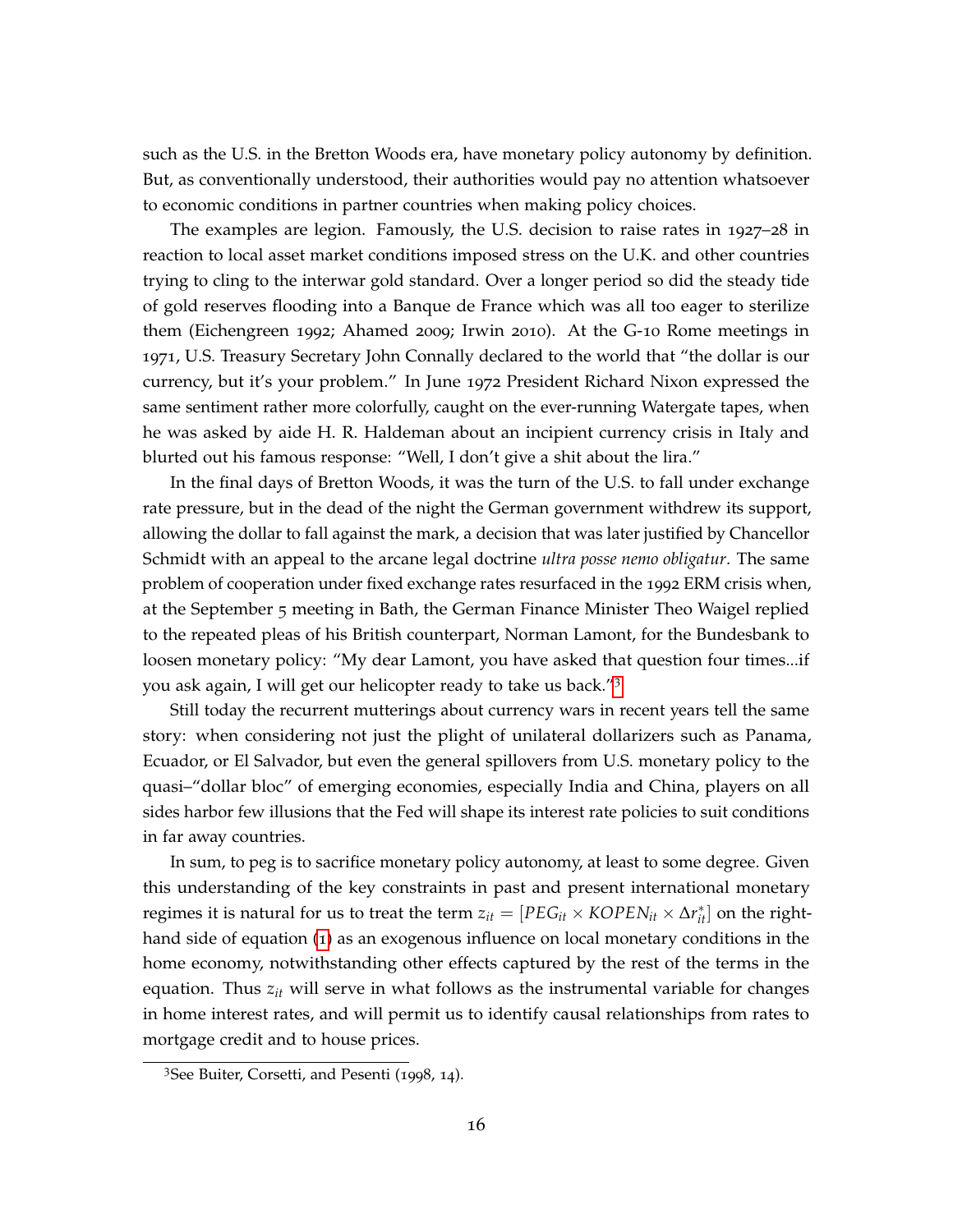such as the U.S. in the Bretton Woods era, have monetary policy autonomy by definition. But, as conventionally understood, their authorities would pay no attention whatsoever to economic conditions in partner countries when making policy choices.

The examples are legion. Famously, the U.S. decision to raise rates in 1927–28 in reaction to local asset market conditions imposed stress on the U.K. and other countries trying to cling to the interwar gold standard. Over a longer period so did the steady tide of gold reserves flooding into a Banque de France which was all too eager to sterilize them (Eichengreen 1992; Ahamed 2009; Irwin 2010). At the G-10 Rome meetings in 1971, U.S. Treasury Secretary John Connally declared to the world that "the dollar is our currency, but it's your problem." In June 1972 President Richard Nixon expressed the same sentiment rather more colorfully, caught on the ever-running Watergate tapes, when he was asked by aide H. R. Haldeman about an incipient currency crisis in Italy and blurted out his famous response: "Well, I don't give a shit about the lira."

In the final days of Bretton Woods, it was the turn of the U.S. to fall under exchange rate pressure, but in the dead of the night the German government withdrew its support, allowing the dollar to fall against the mark, a decision that was later justified by Chancellor Schmidt with an appeal to the arcane legal doctrine *ultra posse nemo obligatur*. The same problem of cooperation under fixed exchange rates resurfaced in the 1992 ERM crisis when, at the September 5 meeting in Bath, the German Finance Minister Theo Waigel replied to the repeated pleas of his British counterpart, Norman Lamont, for the Bundesbank to loosen monetary policy: "My dear Lamont, you have asked that question four times...if you ask again, I will get our helicopter ready to take us back."[3]

Still today the recurrent mutterings about currency wars in recent years tell the same story: when considering not just the plight of unilateral dollarizers such as Panama, Ecuador, or El Salvador, but even the general spillovers from U.S. monetary policy to the quasi–"dollar bloc" of emerging economies, especially India and China, players on all sides harbor few illusions that the Fed will shape its interest rate policies to suit conditions in far away countries.

In sum, to peg is to sacrifice monetary policy autonomy, at least to some degree. Given this understanding of the key constraints in past and present international monetary regimes it is natural for us to treat the term $z_{it} = [PEG_{it} \times KOPEN_{it} \times \Delta r^*_{it}]$ on the right-hand side of equation (1) as an exogenous influence on local monetary conditions in the home economy, notwithstanding other effects captured by the rest of the terms in the equation. Thus $z_{it}$ will serve in what follows as the instrumental variable for changes in home interest rates, and will permit us to identify causal relationships from rates to mortgage credit and to house prices.

[3] See Buiter, Corsetti, and Pesenti (1998, 14).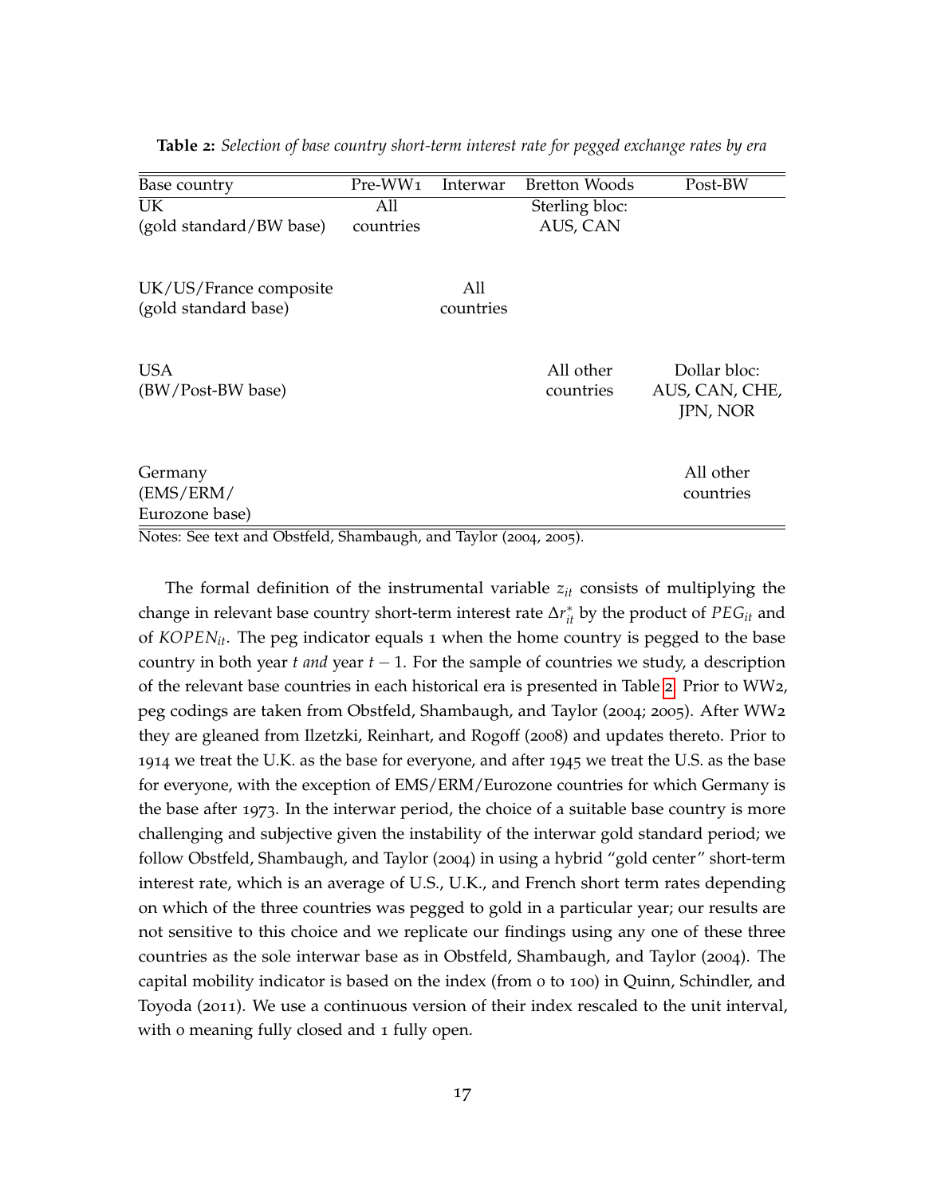**Table 2:** *Selection of base country short-term interest rate for pegged exchange rates by era*

| Base country | Pre-WW1 | Interwar | Bretton Woods | Post-BW |
|---|---|---|---|---|
| UK (gold standard/BW base) | All countries | | Sterling bloc: AUS, CAN | |
| UK/US/France composite (gold standard base) | | All countries | | |
| USA (BW/Post-BW base) | | | All other countries | Dollar bloc: AUS, CAN, CHE, JPN, NOR |
| Germany (EMS/ERM/ Eurozone base) | | | | All other countries |

Notes: See text and Obstfeld, Shambaugh, and Taylor (2004, 2005).

The formal definition of the instrumental variable $z_{it}$ consists of multiplying the change in relevant base country short-term interest rate $\Delta r^*_{it}$ by the product of $PEG_{it}$ and of $KOPEN_{it}$. The peg indicator equals 1 when the home country is pegged to the base country in both year $t$ *and* year $t-1$. For the sample of countries we study, a description of the relevant base countries in each historical era is presented in Table 2. Prior to WW2, peg codings are taken from Obstfeld, Shambaugh, and Taylor (2004; 2005). After WW2 they are gleaned from Ilzetzki, Reinhart, and Rogoff (2008) and updates thereto. Prior to 1914 we treat the U.K. as the base for everyone, and after 1945 we treat the U.S. as the base for everyone, with the exception of EMS/ERM/Eurozone countries for which Germany is the base after 1973. In the interwar period, the choice of a suitable base country is more challenging and subjective given the instability of the interwar gold standard period; we follow Obstfeld, Shambaugh, and Taylor (2004) in using a hybrid "gold center" short-term interest rate, which is an average of U.S., U.K., and French short term rates depending on which of the three countries was pegged to gold in a particular year; our results are not sensitive to this choice and we replicate our findings using any one of these three countries as the sole interwar base as in Obstfeld, Shambaugh, and Taylor (2004). The capital mobility indicator is based on the index (from 0 to 100) in Quinn, Schindler, and Toyoda (2011). We use a continuous version of their index rescaled to the unit interval, with 0 meaning fully closed and 1 fully open.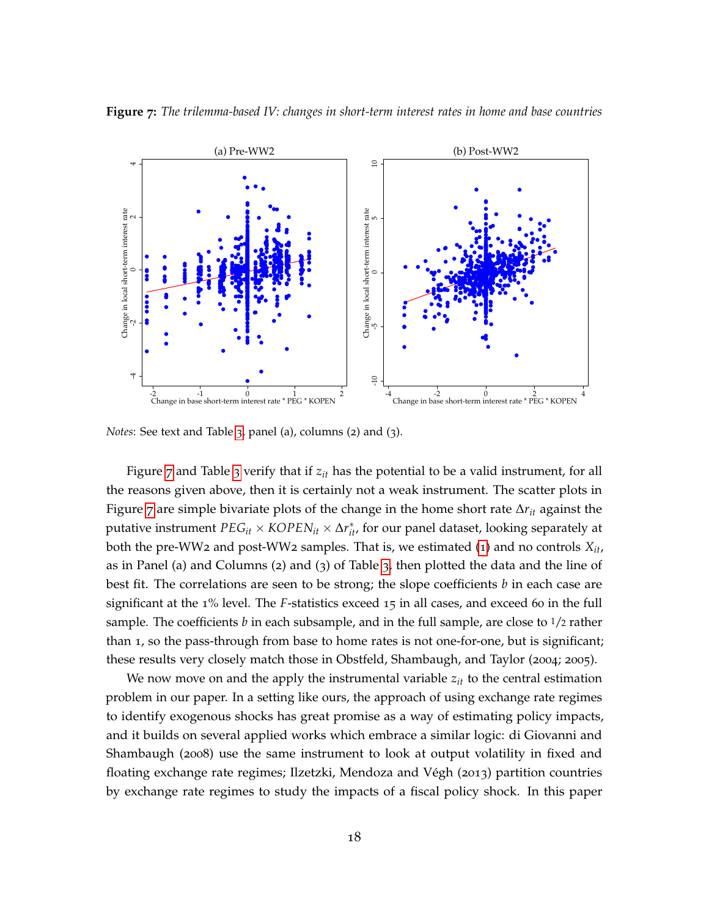**Figure 7:** *The trilemma-based IV: changes in short-term interest rates in home and base countries*

*Notes*: See text and Table 3, panel (a), columns (2) and (3).

Figure 7 and Table 3 verify that if $z_{it}$ has the potential to be a valid instrument, for all the reasons given above, then it is certainly not a weak instrument. The scatter plots in Figure 7 are simple bivariate plots of the change in the home short rate $\Delta r_{it}$ against the putative instrument $PEG_{it} \times KOPEN_{it} \times \Delta r^*_{it}$, for our panel dataset, looking separately at both the pre-WW2 and post-WW2 samples. That is, we estimated (1) and no controls $X_{it}$, as in Panel (a) and Columns (2) and (3) of Table 3, then plotted the data and the line of best fit. The correlations are seen to be strong; the slope coefficients $b$ in each case are significant at the 1% level. The $F$-statistics exceed 15 in all cases, and exceed 60 in the full sample. The coefficients $b$ in each subsample, and in the full sample, are close to 1/2 rather than 1, so the pass-through from base to home rates is not one-for-one, but is significant; these results very closely match those in Obstfeld, Shambaugh, and Taylor (2004; 2005).

We now move on and the apply the instrumental variable $z_{it}$ to the central estimation problem in our paper. In a setting like ours, the approach of using exchange rate regimes to identify exogenous shocks has great promise as a way of estimating policy impacts, and it builds on several applied works which embrace a similar logic: di Giovanni and Shambaugh (2008) use the same instrument to look at output volatility in fixed and floating exchange rate regimes; Ilzetzki, Mendoza and Végh (2013) partition countries by exchange rate regimes to study the impacts of a fiscal policy shock. In this paper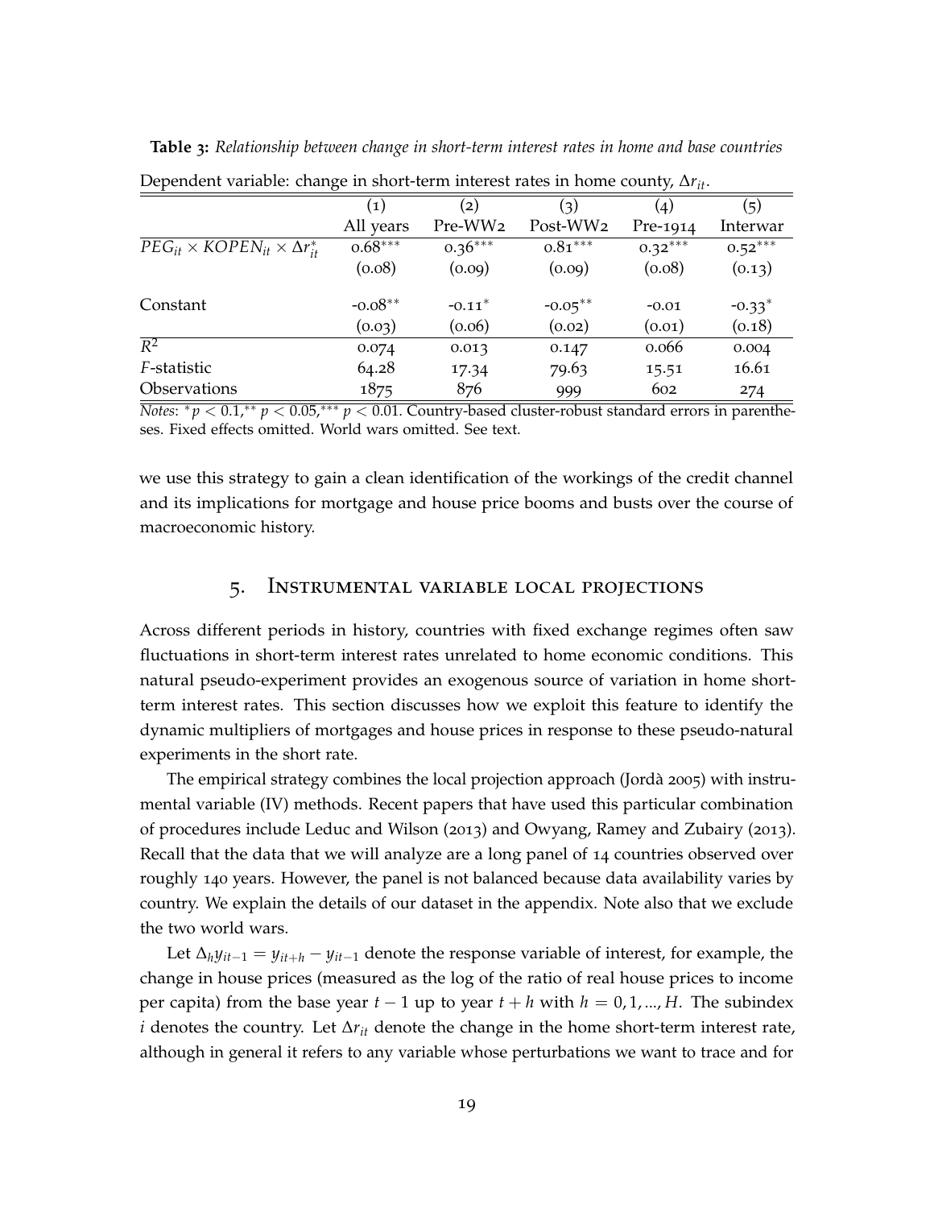**Table 3:** *Relationship between change in short-term interest rates in home and base countries*

Dependent variable: change in short-term interest rates in home county, $\Delta r_{it}$.

| | (1) | (2) | (3) | (4) | (5) |
|---|---|---|---|---|---|
| | All years | Pre-WW2 | Post-WW2 | Pre-1914 | Interwar |
| $PEG_{it} \times KOPEN_{it} \times \Delta r^*_{it}$ | $0.68^{***}$ | $0.36^{***}$ | $0.81^{***}$ | $0.32^{***}$ | $0.52^{***}$ |
| | (0.08) | (0.09) | (0.09) | (0.08) | (0.13) |
| Constant | $-0.08^{**}$ | $-0.11^{*}$ | $-0.05^{**}$ | -0.01 | $-0.33^{*}$ |
| | (0.03) | (0.06) | (0.02) | (0.01) | (0.18) |
| $R^2$ | 0.074 | 0.013 | 0.147 | 0.066 | 0.004 |
| $F$-statistic | 64.28 | 17.34 | 79.63 | 15.51 | 16.61 |
| Observations | 1875 | 876 | 999 | 602 | 274 |

*Notes*: $^{*}p < 0.1$, $^{**}p < 0.05$, $^{***}p < 0.01$. Country-based cluster-robust standard errors in parentheses. Fixed effects omitted. World wars omitted. See text.

we use this strategy to gain a clean identification of the workings of the credit channel and its implications for mortgage and house price booms and busts over the course of macroeconomic history.

## 5. Instrumental variable local projections

Across different periods in history, countries with fixed exchange regimes often saw fluctuations in short-term interest rates unrelated to home economic conditions. This natural pseudo-experiment provides an exogenous source of variation in home short-term interest rates. This section discusses how we exploit this feature to identify the dynamic multipliers of mortgages and house prices in response to these pseudo-natural experiments in the short rate.

The empirical strategy combines the local projection approach (Jordà 2005) with instrumental variable (IV) methods. Recent papers that have used this particular combination of procedures include Leduc and Wilson (2013) and Owyang, Ramey and Zubairy (2013). Recall that the data that we will analyze are a long panel of 14 countries observed over roughly 140 years. However, the panel is not balanced because data availability varies by country. We explain the details of our dataset in the appendix. Note also that we exclude the two world wars.

Let $\Delta_h y_{it-1} = y_{it+h} - y_{it-1}$ denote the response variable of interest, for example, the change in house prices (measured as the log of the ratio of real house prices to income per capita) from the base year $t-1$ up to year $t+h$ with $h = 0, 1, ..., H$. The subindex $i$ denotes the country. Let $\Delta r_{it}$ denote the change in the home short-term interest rate, although in general it refers to any variable whose perturbations we want to trace and for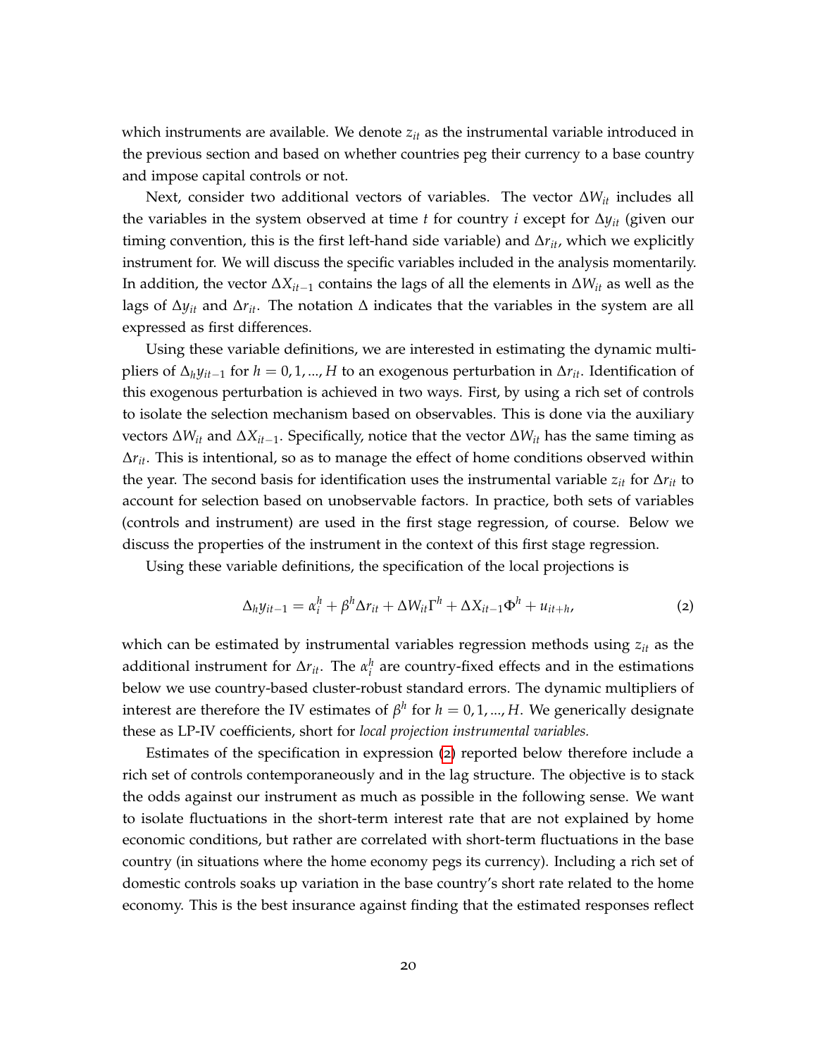which instruments are available. We denote $z_{it}$ as the instrumental variable introduced in the previous section and based on whether countries peg their currency to a base country and impose capital controls or not.

Next, consider two additional vectors of variables. The vector $\Delta W_{it}$ includes all the variables in the system observed at time $t$ for country $i$ except for $\Delta y_{it}$ (given our timing convention, this is the first left-hand side variable) and $\Delta r_{it}$, which we explicitly instrument for. We will discuss the specific variables included in the analysis momentarily. In addition, the vector $\Delta X_{it-1}$ contains the lags of all the elements in $\Delta W_{it}$ as well as the lags of $\Delta y_{it}$ and $\Delta r_{it}$. The notation $\Delta$ indicates that the variables in the system are all expressed as first differences.

Using these variable definitions, we are interested in estimating the dynamic multipliers of $\Delta_h y_{it-1}$ for $h = 0, 1, ..., H$ to an exogenous perturbation in $\Delta r_{it}$. Identification of this exogenous perturbation is achieved in two ways. First, by using a rich set of controls to isolate the selection mechanism based on observables. This is done via the auxiliary vectors $\Delta W_{it}$ and $\Delta X_{it-1}$. Specifically, notice that the vector $\Delta W_{it}$ has the same timing as $\Delta r_{it}$. This is intentional, so as to manage the effect of home conditions observed within the year. The second basis for identification uses the instrumental variable $z_{it}$ for $\Delta r_{it}$ to account for selection based on unobservable factors. In practice, both sets of variables (controls and instrument) are used in the first stage regression, of course. Below we discuss the properties of the instrument in the context of this first stage regression.

Using these variable definitions, the specification of the local projections is

$$\Delta_h y_{it-1} = \alpha_i^h + \beta^h \Delta r_{it} + \Delta W_{it} \Gamma^h + \Delta X_{it-1} \Phi^h + u_{it+h}, \tag{2}$$

which can be estimated by instrumental variables regression methods using $z_{it}$ as the additional instrument for $\Delta r_{it}$. The $\alpha_i^h$ are country-fixed effects and in the estimations below we use country-based cluster-robust standard errors. The dynamic multipliers of interest are therefore the IV estimates of $\beta^h$ for $h = 0, 1, ..., H$. We generically designate these as LP-IV coefficients, short for *local projection instrumental variables.*

Estimates of the specification in expression (2) reported below therefore include a rich set of controls contemporaneously and in the lag structure. The objective is to stack the odds against our instrument as much as possible in the following sense. We want to isolate fluctuations in the short-term interest rate that are not explained by home economic conditions, but rather are correlated with short-term fluctuations in the base country (in situations where the home economy pegs its currency). Including a rich set of domestic controls soaks up variation in the base country's short rate related to the home economy. This is the best insurance against finding that the estimated responses reflect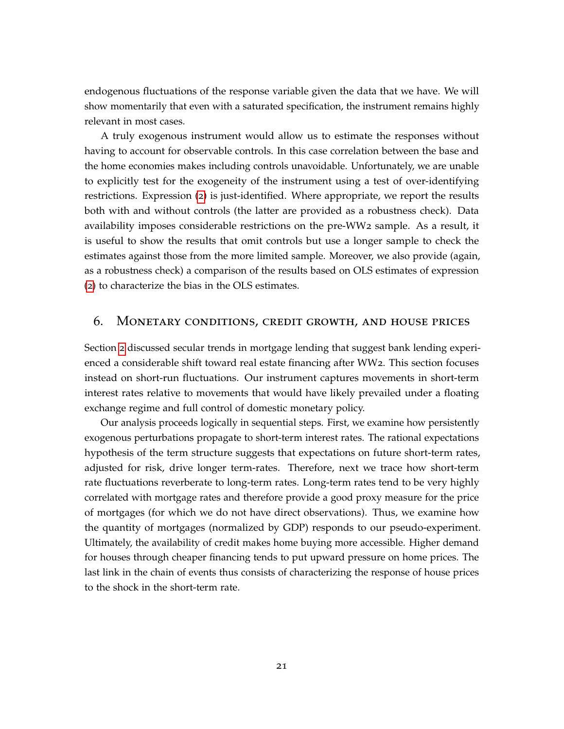endogenous fluctuations of the response variable given the data that we have. We will show momentarily that even with a saturated specification, the instrument remains highly relevant in most cases.

A truly exogenous instrument would allow us to estimate the responses without having to account for observable controls. In this case correlation between the base and the home economies makes including controls unavoidable. Unfortunately, we are unable to explicitly test for the exogeneity of the instrument using a test of over-identifying restrictions. Expression (2) is just-identified. Where appropriate, we report the results both with and without controls (the latter are provided as a robustness check). Data availability imposes considerable restrictions on the pre-WW2 sample. As a result, it is useful to show the results that omit controls but use a longer sample to check the estimates against those from the more limited sample. Moreover, we also provide (again, as a robustness check) a comparison of the results based on OLS estimates of expression (2) to characterize the bias in the OLS estimates.

## 6. Monetary conditions, credit growth, and house prices

Section 2 discussed secular trends in mortgage lending that suggest bank lending experienced a considerable shift toward real estate financing after WW2. This section focuses instead on short-run fluctuations. Our instrument captures movements in short-term interest rates relative to movements that would have likely prevailed under a floating exchange regime and full control of domestic monetary policy.

Our analysis proceeds logically in sequential steps. First, we examine how persistently exogenous perturbations propagate to short-term interest rates. The rational expectations hypothesis of the term structure suggests that expectations on future short-term rates, adjusted for risk, drive longer term-rates. Therefore, next we trace how short-term rate fluctuations reverberate to long-term rates. Long-term rates tend to be very highly correlated with mortgage rates and therefore provide a good proxy measure for the price of mortgages (for which we do not have direct observations). Thus, we examine how the quantity of mortgages (normalized by GDP) responds to our pseudo-experiment. Ultimately, the availability of credit makes home buying more accessible. Higher demand for houses through cheaper financing tends to put upward pressure on home prices. The last link in the chain of events thus consists of characterizing the response of house prices to the shock in the short-term rate.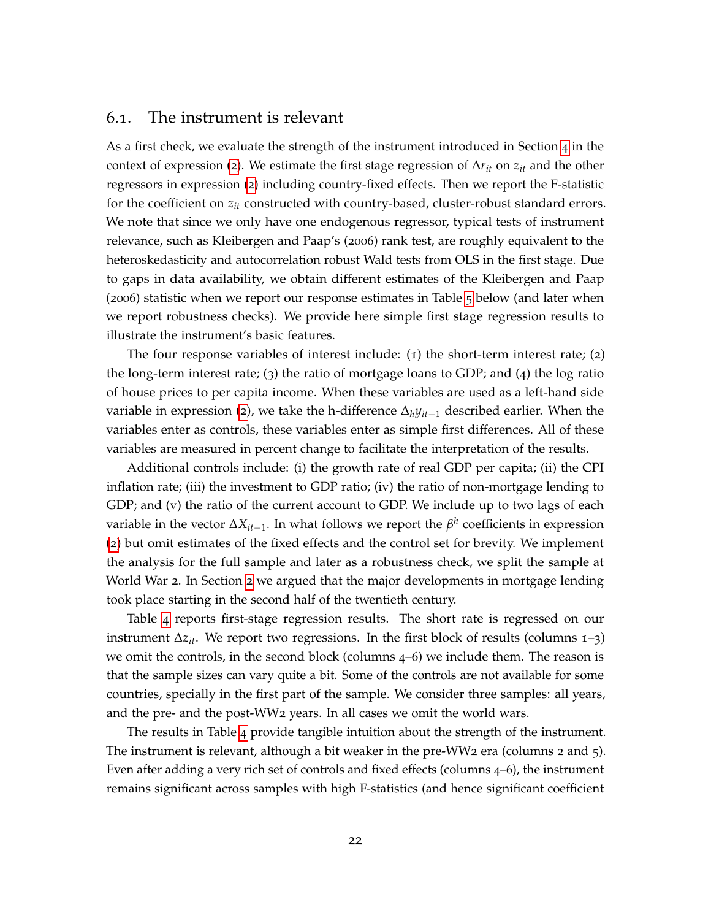## 6.1. The instrument is relevant

As a first check, we evaluate the strength of the instrument introduced in Section 4 in the context of expression (2). We estimate the first stage regression of $\Delta r_{it}$ on $z_{it}$ and the other regressors in expression (2) including country-fixed effects. Then we report the F-statistic for the coefficient on $z_{it}$ constructed with country-based, cluster-robust standard errors. We note that since we only have one endogenous regressor, typical tests of instrument relevance, such as Kleibergen and Paap's (2006) rank test, are roughly equivalent to the heteroskedasticity and autocorrelation robust Wald tests from OLS in the first stage. Due to gaps in data availability, we obtain different estimates of the Kleibergen and Paap (2006) statistic when we report our response estimates in Table 5 below (and later when we report robustness checks). We provide here simple first stage regression results to illustrate the instrument's basic features.

The four response variables of interest include: (1) the short-term interest rate; (2) the long-term interest rate; (3) the ratio of mortgage loans to GDP; and (4) the log ratio of house prices to per capita income. When these variables are used as a left-hand side variable in expression (2), we take the h-difference $\Delta_h y_{it-1}$ described earlier. When the variables enter as controls, these variables enter as simple first differences. All of these variables are measured in percent change to facilitate the interpretation of the results.

Additional controls include: (i) the growth rate of real GDP per capita; (ii) the CPI inflation rate; (iii) the investment to GDP ratio; (iv) the ratio of non-mortgage lending to GDP; and (v) the ratio of the current account to GDP. We include up to two lags of each variable in the vector $\Delta X_{it-1}$. In what follows we report the $\beta^h$ coefficients in expression (2) but omit estimates of the fixed effects and the control set for brevity. We implement the analysis for the full sample and later as a robustness check, we split the sample at World War 2. In Section 2 we argued that the major developments in mortgage lending took place starting in the second half of the twentieth century.

Table 4 reports first-stage regression results. The short rate is regressed on our instrument $\Delta z_{it}$. We report two regressions. In the first block of results (columns 1–3) we omit the controls, in the second block (columns 4–6) we include them. The reason is that the sample sizes can vary quite a bit. Some of the controls are not available for some countries, specially in the first part of the sample. We consider three samples: all years, and the pre- and the post-WW2 years. In all cases we omit the world wars.

The results in Table 4 provide tangible intuition about the strength of the instrument. The instrument is relevant, although a bit weaker in the pre-WW2 era (columns 2 and 5). Even after adding a very rich set of controls and fixed effects (columns 4–6), the instrument remains significant across samples with high F-statistics (and hence significant coefficient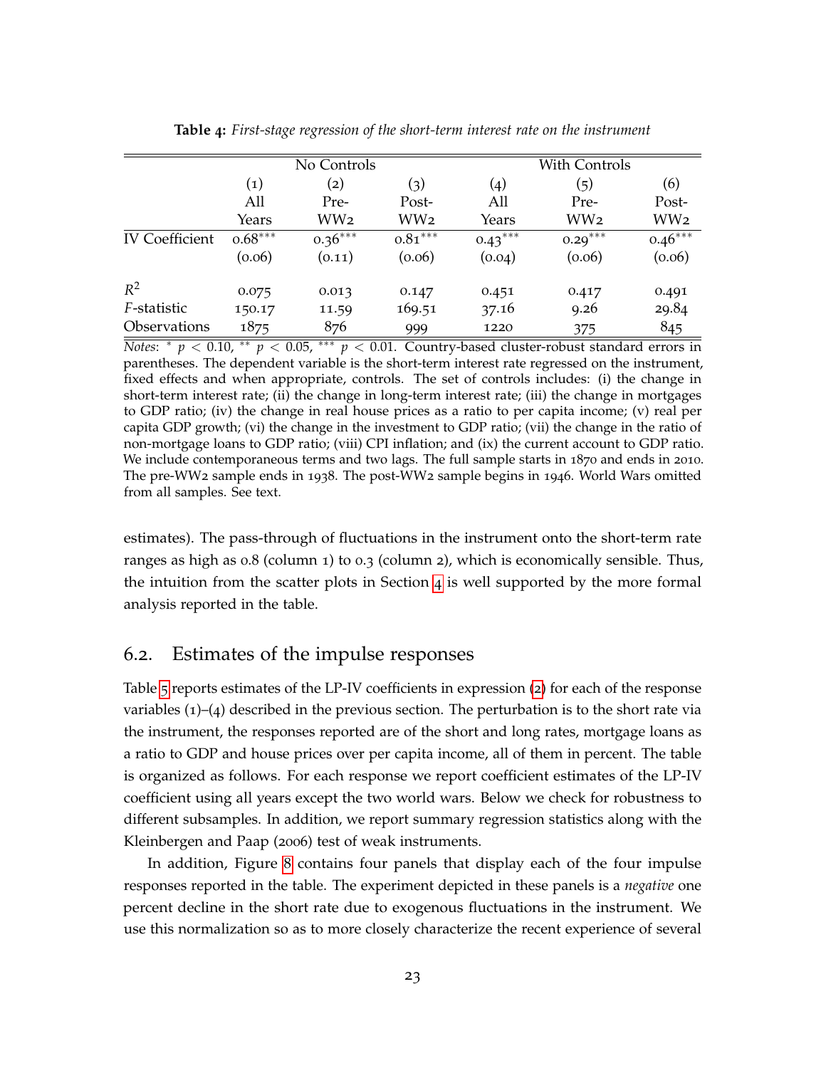**Table 4:** *First-stage regression of the short-term interest rate on the instrument*

| | No Controls | | | With Controls | | |
|---|---|---|---|---|---|---|
| | (1) | (2) | (3) | (4) | (5) | (6) |
| | All Years | Pre-WW2 | Post-WW2 | All Years | Pre-WW2 | Post-WW2 |
| IV Coefficient | 0.68*** | 0.36*** | 0.81*** | 0.43*** | 0.29*** | 0.46*** |
| | (0.06) | (0.11) | (0.06) | (0.04) | (0.06) | (0.06) |
| $R^2$ | 0.075 | 0.013 | 0.147 | 0.451 | 0.417 | 0.491 |
| $F$-statistic | 150.17 | 11.59 | 169.51 | 37.16 | 9.26 | 29.84 |
| Observations | 1875 | 876 | 999 | 1220 | 375 | 845 |

*Notes*: * $p < 0.10$, ** $p < 0.05$, *** $p < 0.01$. Country-based cluster-robust standard errors in parentheses. The dependent variable is the short-term interest rate regressed on the instrument, fixed effects and when appropriate, controls. The set of controls includes: (i) the change in short-term interest rate; (ii) the change in long-term interest rate; (iii) the change in mortgages to GDP ratio; (iv) the change in real house prices as a ratio to per capita income; (v) real per capita GDP growth; (vi) the change in the investment to GDP ratio; (vii) the change in the ratio of non-mortgage loans to GDP ratio; (viii) CPI inflation; and (ix) the current account to GDP ratio. We include contemporaneous terms and two lags. The full sample starts in 1870 and ends in 2010. The pre-WW2 sample ends in 1938. The post-WW2 sample begins in 1946. World Wars omitted from all samples. See text.

estimates). The pass-through of fluctuations in the instrument onto the short-term rate ranges as high as 0.8 (column 1) to 0.3 (column 2), which is economically sensible. Thus, the intuition from the scatter plots in Section 4 is well supported by the more formal analysis reported in the table.

## 6.2. Estimates of the impulse responses

Table 5 reports estimates of the LP-IV coefficients in expression (2) for each of the response variables (1)–(4) described in the previous section. The perturbation is to the short rate via the instrument, the responses reported are of the short and long rates, mortgage loans as a ratio to GDP and house prices over per capita income, all of them in percent. The table is organized as follows. For each response we report coefficient estimates of the LP-IV coefficient using all years except the two world wars. Below we check for robustness to different subsamples. In addition, we report summary regression statistics along with the Kleinbergen and Paap (2006) test of weak instruments.

In addition, Figure 8 contains four panels that display each of the four impulse responses reported in the table. The experiment depicted in these panels is a *negative* one percent decline in the short rate due to exogenous fluctuations in the instrument. We use this normalization so as to more closely characterize the recent experience of several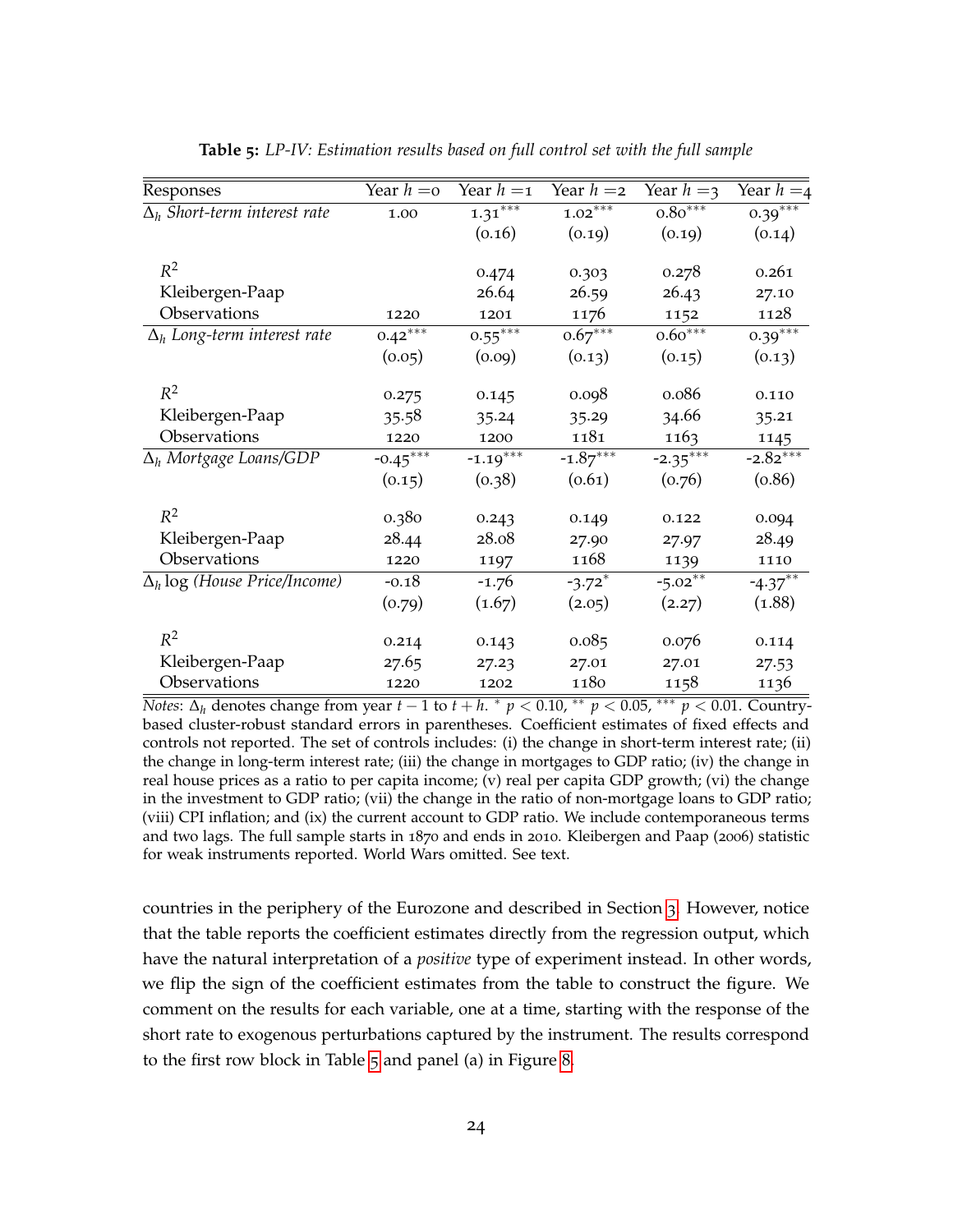**Table 5:** *LP-IV: Estimation results based on full control set with the full sample*

| Responses | Year $h = 0$ | Year $h = 1$ | Year $h = 2$ | Year $h = 3$ | Year $h = 4$ |
|---|---|---|---|---|---|
| $\Delta_h$ *Short-term interest rate* | 1.00 | 1.31*** | 1.02*** | 0.80*** | 0.39*** |
| | | (0.16) | (0.19) | (0.19) | (0.14) |
| $R^2$ | | 0.474 | 0.303 | 0.278 | 0.261 |
| Kleibergen-Paap | | 26.64 | 26.59 | 26.43 | 27.10 |
| Observations | 1220 | 1201 | 1176 | 1152 | 1128 |
| $\Delta_h$ *Long-term interest rate* | 0.42*** | 0.55*** | 0.67*** | 0.60*** | 0.39*** |
| | (0.05) | (0.09) | (0.13) | (0.15) | (0.13) |
| $R^2$ | 0.275 | 0.145 | 0.098 | 0.086 | 0.110 |
| Kleibergen-Paap | 35.58 | 35.24 | 35.29 | 34.66 | 35.21 |
| Observations | 1220 | 1200 | 1181 | 1163 | 1145 |
| $\Delta_h$ *Mortgage Loans/GDP* | -0.45*** | -1.19*** | -1.87*** | -2.35*** | -2.82*** |
| | (0.15) | (0.38) | (0.61) | (0.76) | (0.86) |
| $R^2$ | 0.380 | 0.243 | 0.149 | 0.122 | 0.094 |
| Kleibergen-Paap | 28.44 | 28.08 | 27.90 | 27.97 | 28.49 |
| Observations | 1220 | 1197 | 1168 | 1139 | 1110 |
| $\Delta_h$ log *(House Price/Income)* | -0.18 | -1.76 | -3.72* | -5.02** | -4.37** |
| | (0.79) | (1.67) | (2.05) | (2.27) | (1.88) |
| $R^2$ | 0.214 | 0.143 | 0.085 | 0.076 | 0.114 |
| Kleibergen-Paap | 27.65 | 27.23 | 27.01 | 27.01 | 27.53 |
| Observations | 1220 | 1202 | 1180 | 1158 | 1136 |

*Notes*: $\Delta_h$ denotes change from year $t-1$ to $t+h$. * $p < 0.10$, ** $p < 0.05$, *** $p < 0.01$. Country-based cluster-robust standard errors in parentheses. Coefficient estimates of fixed effects and controls not reported. The set of controls includes: (i) the change in short-term interest rate; (ii) the change in long-term interest rate; (iii) the change in mortgages to GDP ratio; (iv) the change in real house prices as a ratio to per capita income; (v) real per capita GDP growth; (vi) the change in the investment to GDP ratio; (vii) the change in the ratio of non-mortgage loans to GDP ratio; (viii) CPI inflation; and (ix) the current account to GDP ratio. We include contemporaneous terms and two lags. The full sample starts in 1870 and ends in 2010. Kleibergen and Paap (2006) statistic for weak instruments reported. World Wars omitted. See text.

countries in the periphery of the Eurozone and described in Section 3. However, notice that the table reports the coefficient estimates directly from the regression output, which have the natural interpretation of a *positive* type of experiment instead. In other words, we flip the sign of the coefficient estimates from the table to construct the figure. We comment on the results for each variable, one at a time, starting with the response of the short rate to exogenous perturbations captured by the instrument. The results correspond to the first row block in Table 5 and panel (a) in Figure 8.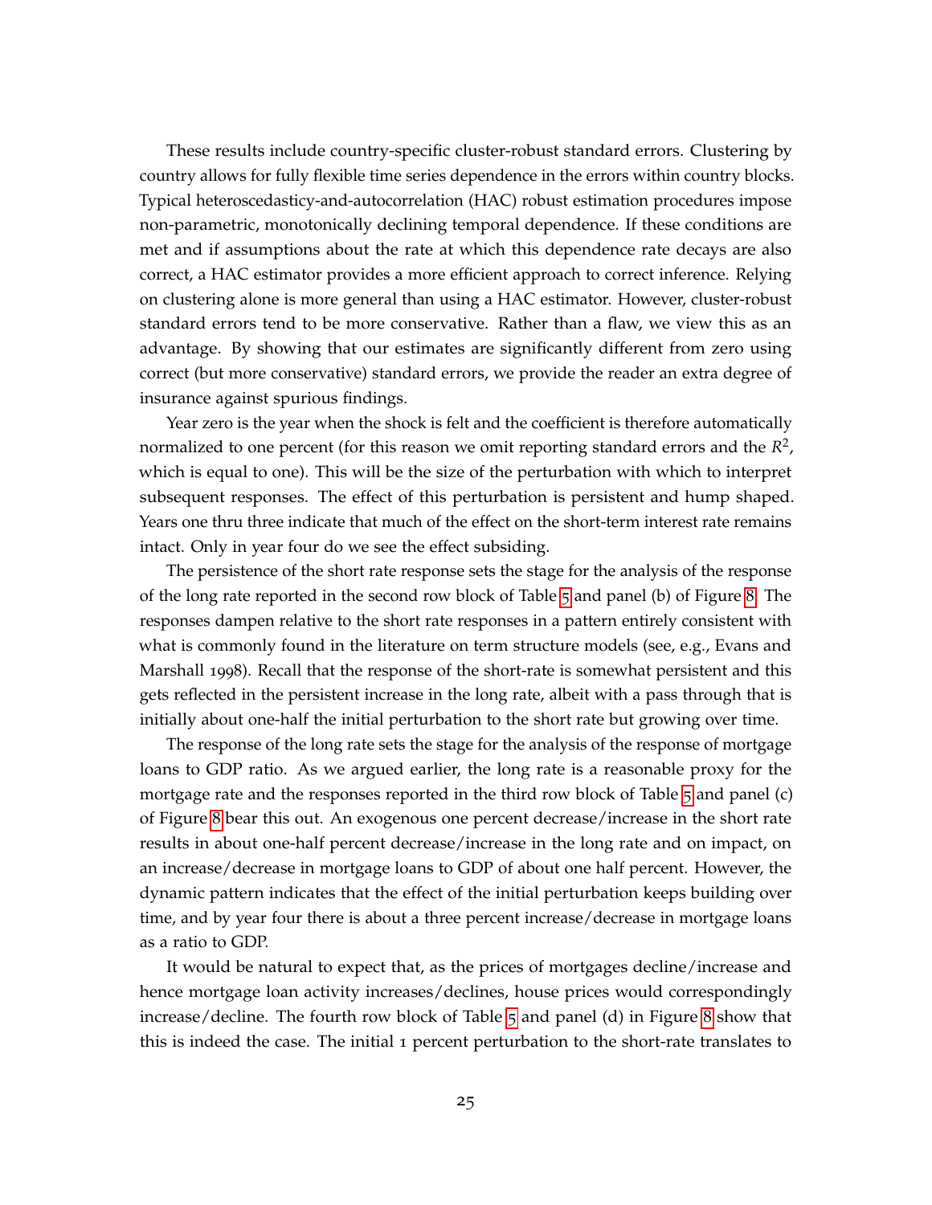These results include country-specific cluster-robust standard errors. Clustering by country allows for fully flexible time series dependence in the errors within country blocks. Typical heteroscedasticy-and-autocorrelation (HAC) robust estimation procedures impose non-parametric, monotonically declining temporal dependence. If these conditions are met and if assumptions about the rate at which this dependence rate decays are also correct, a HAC estimator provides a more efficient approach to correct inference. Relying on clustering alone is more general than using a HAC estimator. However, cluster-robust standard errors tend to be more conservative. Rather than a flaw, we view this as an advantage. By showing that our estimates are significantly different from zero using correct (but more conservative) standard errors, we provide the reader an extra degree of insurance against spurious findings.

Year zero is the year when the shock is felt and the coefficient is therefore automatically normalized to one percent (for this reason we omit reporting standard errors and the $R^2$, which is equal to one). This will be the size of the perturbation with which to interpret subsequent responses. The effect of this perturbation is persistent and hump shaped. Years one thru three indicate that much of the effect on the short-term interest rate remains intact. Only in year four do we see the effect subsiding.

The persistence of the short rate response sets the stage for the analysis of the response of the long rate reported in the second row block of Table 5 and panel (b) of Figure 8. The responses dampen relative to the short rate responses in a pattern entirely consistent with what is commonly found in the literature on term structure models (see, e.g., Evans and Marshall 1998). Recall that the response of the short-rate is somewhat persistent and this gets reflected in the persistent increase in the long rate, albeit with a pass through that is initially about one-half the initial perturbation to the short rate but growing over time.

The response of the long rate sets the stage for the analysis of the response of mortgage loans to GDP ratio. As we argued earlier, the long rate is a reasonable proxy for the mortgage rate and the responses reported in the third row block of Table 5 and panel (c) of Figure 8 bear this out. An exogenous one percent decrease/increase in the short rate results in about one-half percent decrease/increase in the long rate and on impact, on an increase/decrease in mortgage loans to GDP of about one half percent. However, the dynamic pattern indicates that the effect of the initial perturbation keeps building over time, and by year four there is about a three percent increase/decrease in mortgage loans as a ratio to GDP.

It would be natural to expect that, as the prices of mortgages decline/increase and hence mortgage loan activity increases/declines, house prices would correspondingly increase/decline. The fourth row block of Table 5 and panel (d) in Figure 8 show that this is indeed the case. The initial 1 percent perturbation to the short-rate translates to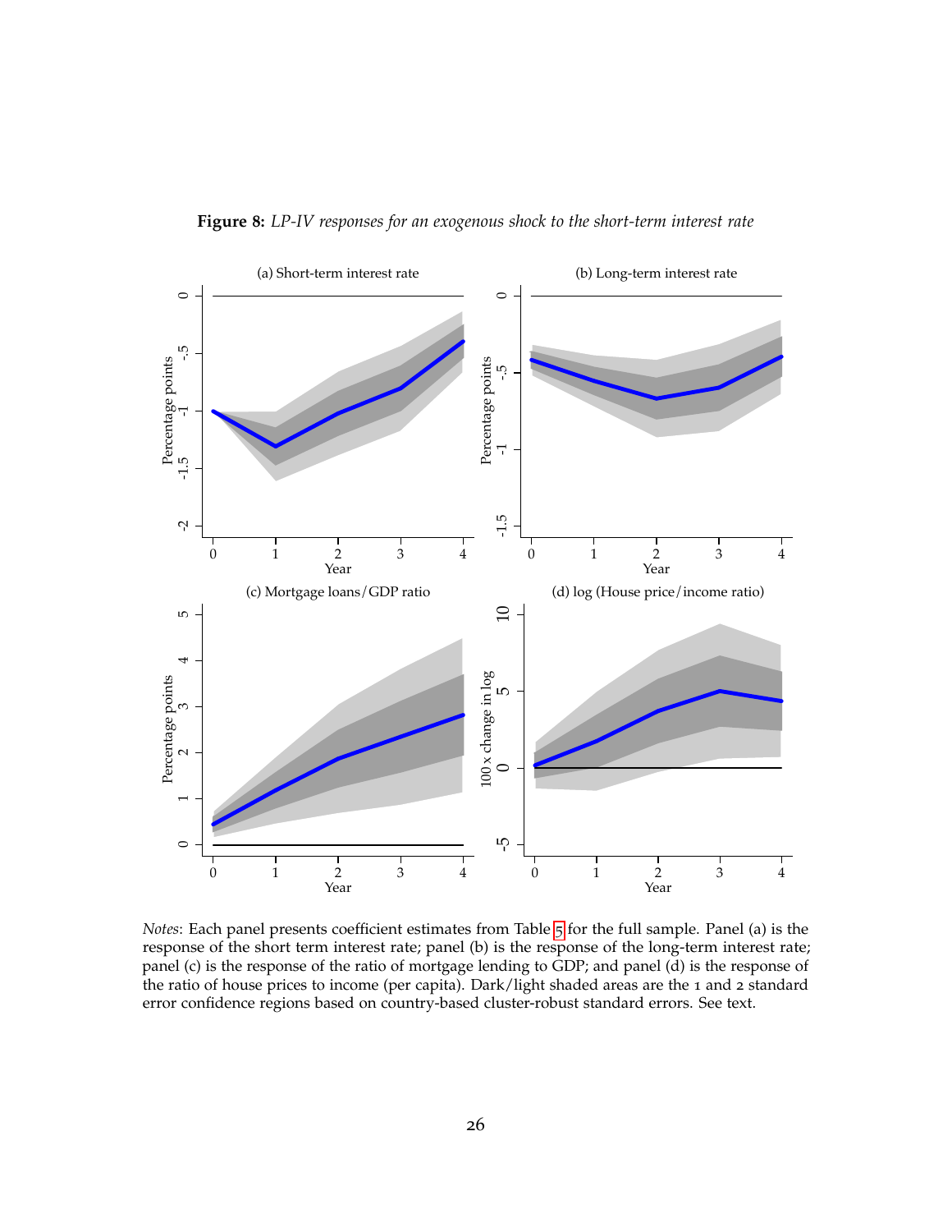**Figure 8:** *LP-IV responses for an exogenous shock to the short-term interest rate*

*Notes*: Each panel presents coefficient estimates from Table 5 for the full sample. Panel (a) is the response of the short term interest rate; panel (b) is the response of the long-term interest rate; panel (c) is the response of the ratio of mortgage lending to GDP; and panel (d) is the response of the ratio of house prices to income (per capita). Dark/light shaded areas are the 1 and 2 standard error confidence regions based on country-based cluster-robust standard errors. See text.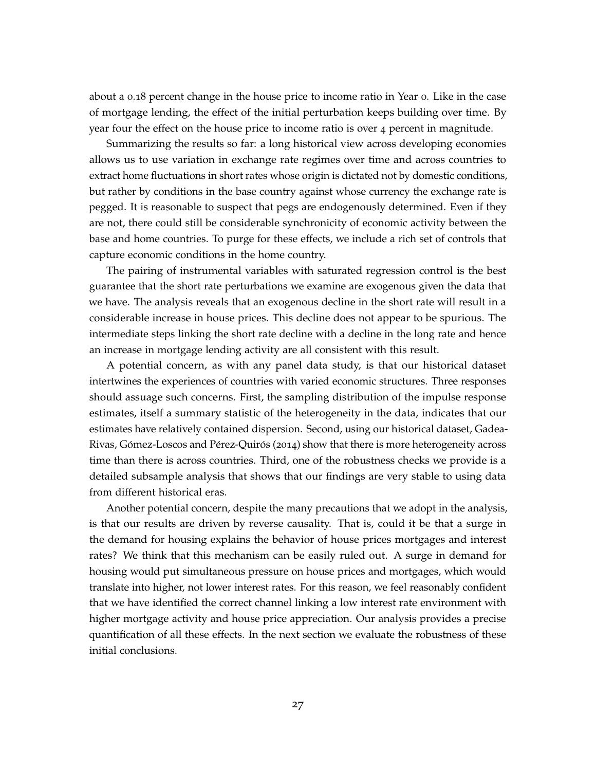about a 0.18 percent change in the house price to income ratio in Year 0. Like in the case of mortgage lending, the effect of the initial perturbation keeps building over time. By year four the effect on the house price to income ratio is over 4 percent in magnitude.

Summarizing the results so far: a long historical view across developing economies allows us to use variation in exchange rate regimes over time and across countries to extract home fluctuations in short rates whose origin is dictated not by domestic conditions, but rather by conditions in the base country against whose currency the exchange rate is pegged. It is reasonable to suspect that pegs are endogenously determined. Even if they are not, there could still be considerable synchronicity of economic activity between the base and home countries. To purge for these effects, we include a rich set of controls that capture economic conditions in the home country.

The pairing of instrumental variables with saturated regression control is the best guarantee that the short rate perturbations we examine are exogenous given the data that we have. The analysis reveals that an exogenous decline in the short rate will result in a considerable increase in house prices. This decline does not appear to be spurious. The intermediate steps linking the short rate decline with a decline in the long rate and hence an increase in mortgage lending activity are all consistent with this result.

A potential concern, as with any panel data study, is that our historical dataset intertwines the experiences of countries with varied economic structures. Three responses should assuage such concerns. First, the sampling distribution of the impulse response estimates, itself a summary statistic of the heterogeneity in the data, indicates that our estimates have relatively contained dispersion. Second, using our historical dataset, Gadea-Rivas, Gómez-Loscos and Pérez-Quirós (2014) show that there is more heterogeneity across time than there is across countries. Third, one of the robustness checks we provide is a detailed subsample analysis that shows that our findings are very stable to using data from different historical eras.

Another potential concern, despite the many precautions that we adopt in the analysis, is that our results are driven by reverse causality. That is, could it be that a surge in the demand for housing explains the behavior of house prices mortgages and interest rates? We think that this mechanism can be easily ruled out. A surge in demand for housing would put simultaneous pressure on house prices and mortgages, which would translate into higher, not lower interest rates. For this reason, we feel reasonably confident that we have identified the correct channel linking a low interest rate environment with higher mortgage activity and house price appreciation. Our analysis provides a precise quantification of all these effects. In the next section we evaluate the robustness of these initial conclusions.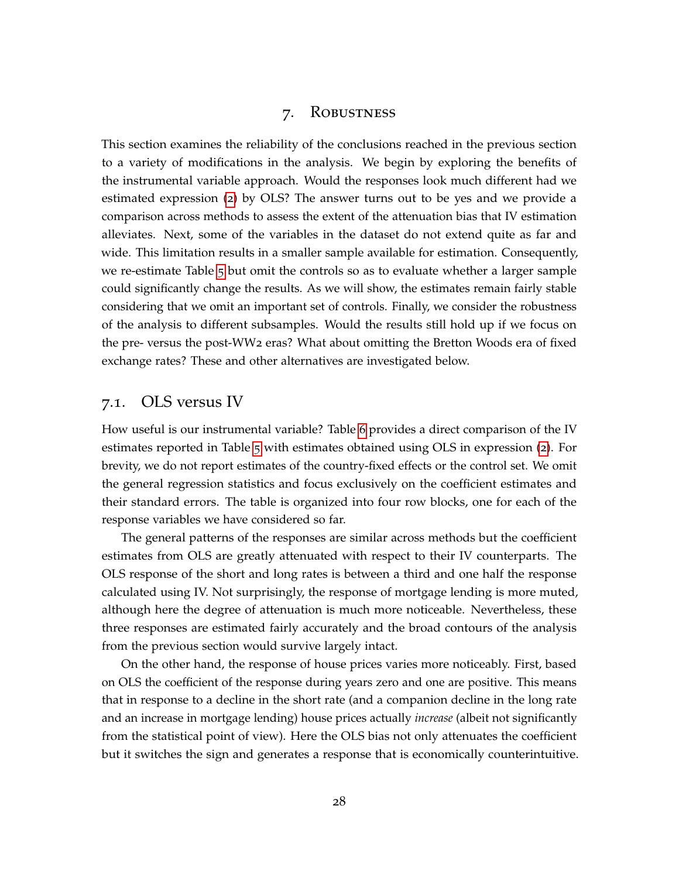## 7. Robustness

This section examines the reliability of the conclusions reached in the previous section to a variety of modifications in the analysis. We begin by exploring the benefits of the instrumental variable approach. Would the responses look much different had we estimated expression (2) by OLS? The answer turns out to be yes and we provide a comparison across methods to assess the extent of the attenuation bias that IV estimation alleviates. Next, some of the variables in the dataset do not extend quite as far and wide. This limitation results in a smaller sample available for estimation. Consequently, we re-estimate Table 5 but omit the controls so as to evaluate whether a larger sample could significantly change the results. As we will show, the estimates remain fairly stable considering that we omit an important set of controls. Finally, we consider the robustness of the analysis to different subsamples. Would the results still hold up if we focus on the pre- versus the post-WW2 eras? What about omitting the Bretton Woods era of fixed exchange rates? These and other alternatives are investigated below.

### 7.1. OLS versus IV

How useful is our instrumental variable? Table 6 provides a direct comparison of the IV estimates reported in Table 5 with estimates obtained using OLS in expression (2). For brevity, we do not report estimates of the country-fixed effects or the control set. We omit the general regression statistics and focus exclusively on the coefficient estimates and their standard errors. The table is organized into four row blocks, one for each of the response variables we have considered so far.

The general patterns of the responses are similar across methods but the coefficient estimates from OLS are greatly attenuated with respect to their IV counterparts. The OLS response of the short and long rates is between a third and one half the response calculated using IV. Not surprisingly, the response of mortgage lending is more muted, although here the degree of attenuation is much more noticeable. Nevertheless, these three responses are estimated fairly accurately and the broad contours of the analysis from the previous section would survive largely intact.

On the other hand, the response of house prices varies more noticeably. First, based on OLS the coefficient of the response during years zero and one are positive. This means that in response to a decline in the short rate (and a companion decline in the long rate and an increase in mortgage lending) house prices actually *increase* (albeit not significantly from the statistical point of view). Here the OLS bias not only attenuates the coefficient but it switches the sign and generates a response that is economically counterintuitive.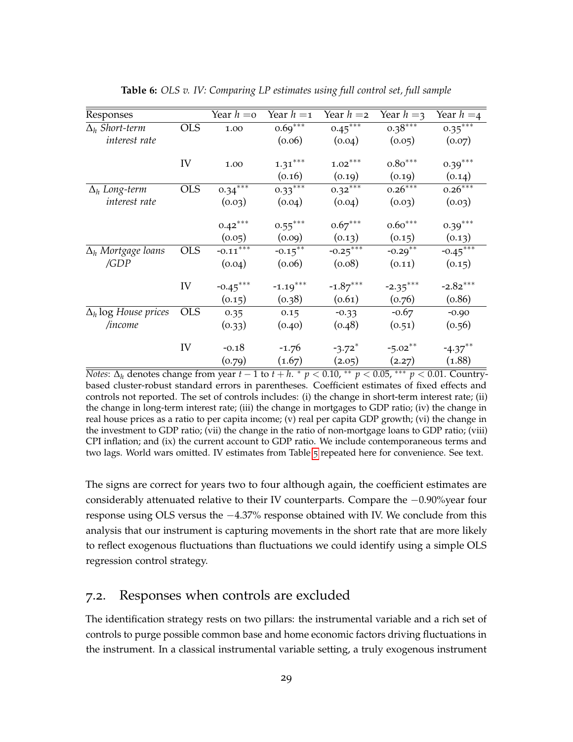**Table 6:** *OLS v. IV: Comparing LP estimates using full control set, full sample*

| Responses | | Year $h=0$ | Year $h=1$ | Year $h=2$ | Year $h=3$ | Year $h=4$ |
|---|---|---|---|---|---|---|
| $\Delta_h$ *Short-term interest rate* | OLS | 1.00 | 0.69*** | 0.45*** | 0.38*** | 0.35*** |
| | | | (0.06) | (0.04) | (0.05) | (0.07) |
| | IV | 1.00 | 1.31*** | 1.02*** | 0.80*** | 0.39*** |
| | | | (0.16) | (0.19) | (0.19) | (0.14) |
| $\Delta_h$ *Long-term interest rate* | OLS | 0.34*** | 0.33*** | 0.32*** | 0.26*** | 0.26*** |
| | | (0.03) | (0.04) | (0.04) | (0.03) | (0.03) |
| | | 0.42*** | 0.55*** | 0.67*** | 0.60*** | 0.39*** |
| | | (0.05) | (0.09) | (0.13) | (0.15) | (0.13) |
| $\Delta_h$ *Mortgage loans /GDP* | OLS | -0.11*** | -0.15** | -0.25*** | -0.29** | -0.45*** |
| | | (0.04) | (0.06) | (0.08) | (0.11) | (0.15) |
| | IV | -0.45*** | -1.19*** | -1.87*** | -2.35*** | -2.82*** |
| | | (0.15) | (0.38) | (0.61) | (0.76) | (0.86) |
| $\Delta_h$ log *House prices /income* | OLS | 0.35 | 0.15 | -0.33 | -0.67 | -0.90 |
| | | (0.33) | (0.40) | (0.48) | (0.51) | (0.56) |
| | IV | -0.18 | -1.76 | -3.72* | -5.02** | -4.37** |
| | | (0.79) | (1.67) | (2.05) | (2.27) | (1.88) |

*Notes*: $\Delta_h$ denotes change from year $t-1$ to $t+h$. * $p < 0.10$, ** $p < 0.05$, *** $p < 0.01$. Country-based cluster-robust standard errors in parentheses. Coefficient estimates of fixed effects and controls not reported. The set of controls includes: (i) the change in short-term interest rate; (ii) the change in long-term interest rate; (iii) the change in mortgages to GDP ratio; (iv) the change in real house prices as a ratio to per capita income; (v) real per capita GDP growth; (vi) the change in the investment to GDP ratio; (vii) the change in the ratio of non-mortgage loans to GDP ratio; (viii) CPI inflation; and (ix) the current account to GDP ratio. We include contemporaneous terms and two lags. World wars omitted. IV estimates from Table 5 repeated here for convenience. See text.

The signs are correct for years two to four although again, the coefficient estimates are considerably attenuated relative to their IV counterparts. Compare the $-0.90$%year four response using OLS versus the $-4.37$% response obtained with IV. We conclude from this analysis that our instrument is capturing movements in the short rate that are more likely to reflect exogenous fluctuations than fluctuations we could identify using a simple OLS regression control strategy.

## 7.2. Responses when controls are excluded

The identification strategy rests on two pillars: the instrumental variable and a rich set of controls to purge possible common base and home economic factors driving fluctuations in the instrument. In a classical instrumental variable setting, a truly exogenous instrument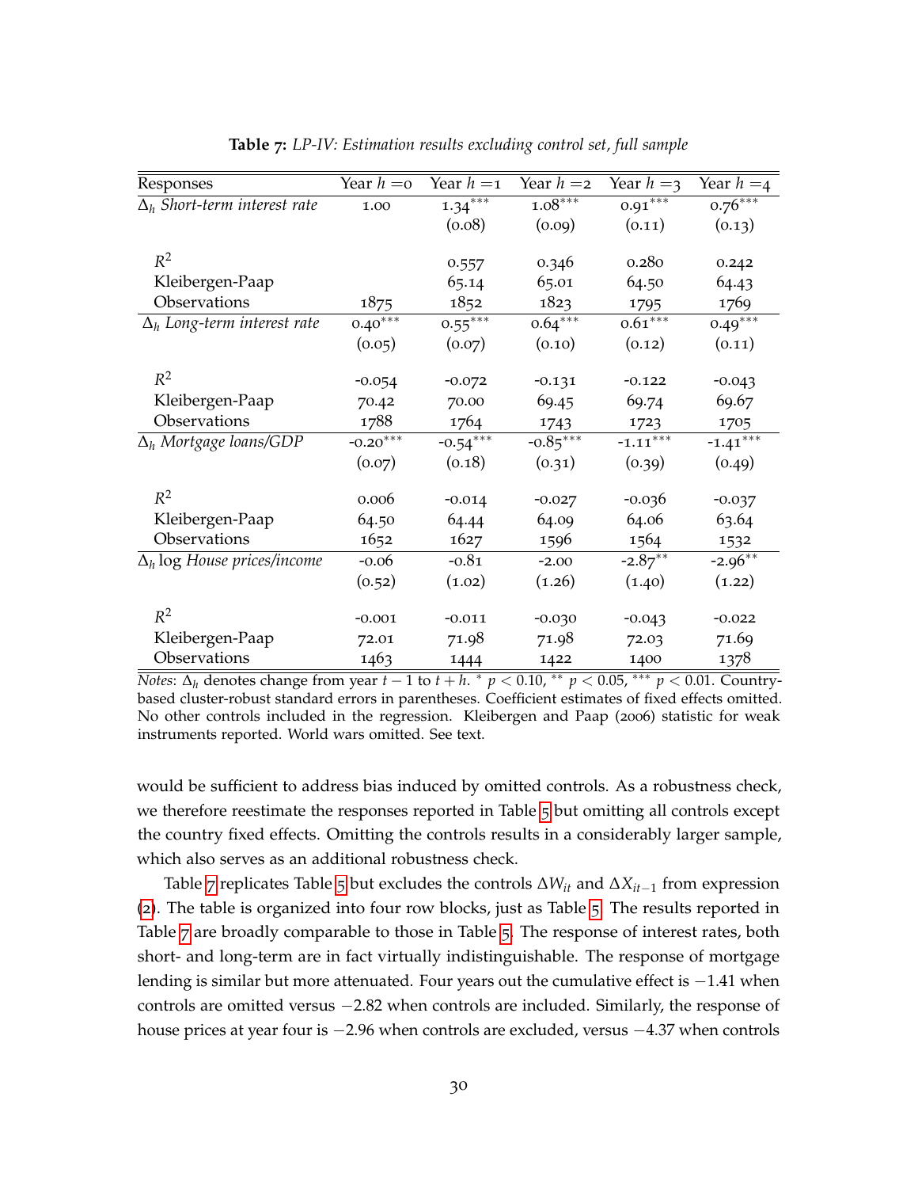**Table 7:** *LP-IV: Estimation results excluding control set, full sample*

| Responses | Year $h=0$ | Year $h=1$ | Year $h=2$ | Year $h=3$ | Year $h=4$ |
|---|---|---|---|---|---|
| $\Delta_h$ *Short-term interest rate* | 1.00 | 1.34*** | 1.08*** | 0.91*** | 0.76*** |
| | | (0.08) | (0.09) | (0.11) | (0.13) |
| $R^2$ | | 0.557 | 0.346 | 0.280 | 0.242 |
| Kleibergen-Paap | | 65.14 | 65.01 | 64.50 | 64.43 |
| Observations | 1875 | 1852 | 1823 | 1795 | 1769 |
| $\Delta_h$ *Long-term interest rate* | 0.40*** | 0.55*** | 0.64*** | 0.61*** | 0.49*** |
| | (0.05) | (0.07) | (0.10) | (0.12) | (0.11) |
| $R^2$ | -0.054 | -0.072 | -0.131 | -0.122 | -0.043 |
| Kleibergen-Paap | 70.42 | 70.00 | 69.45 | 69.74 | 69.67 |
| Observations | 1788 | 1764 | 1743 | 1723 | 1705 |
| $\Delta_h$ *Mortgage loans/GDP* | -0.20*** | -0.54*** | -0.85*** | -1.11*** | -1.41*** |
| | (0.07) | (0.18) | (0.31) | (0.39) | (0.49) |
| $R^2$ | 0.006 | -0.014 | -0.027 | -0.036 | -0.037 |
| Kleibergen-Paap | 64.50 | 64.44 | 64.09 | 64.06 | 63.64 |
| Observations | 1652 | 1627 | 1596 | 1564 | 1532 |
| $\Delta_h$ log *House prices/income* | -0.06 | -0.81 | -2.00 | -2.87** | -2.96** |
| | (0.52) | (1.02) | (1.26) | (1.40) | (1.22) |
| $R^2$ | -0.001 | -0.011 | -0.030 | -0.043 | -0.022 |
| Kleibergen-Paap | 72.01 | 71.98 | 71.98 | 72.03 | 71.69 |
| Observations | 1463 | 1444 | 1422 | 1400 | 1378 |

*Notes*: $\Delta_h$ denotes change from year $t-1$ to $t+h$. * $p < 0.10$, ** $p < 0.05$, *** $p < 0.01$. Country-based cluster-robust standard errors in parentheses. Coefficient estimates of fixed effects omitted. No other controls included in the regression. Kleibergen and Paap (2006) statistic for weak instruments reported. World wars omitted. See text.

would be sufficient to address bias induced by omitted controls. As a robustness check, we therefore reestimate the responses reported in Table 5 but omitting all controls except the country fixed effects. Omitting the controls results in a considerably larger sample, which also serves as an additional robustness check.

Table 7 replicates Table 5 but excludes the controls $\Delta W_{it}$ and $\Delta X_{it-1}$ from expression (2). The table is organized into four row blocks, just as Table 5. The results reported in Table 7 are broadly comparable to those in Table 5. The response of interest rates, both short- and long-term are in fact virtually indistinguishable. The response of mortgage lending is similar but more attenuated. Four years out the cumulative effect is $-1.41$ when controls are omitted versus $-2.82$ when controls are included. Similarly, the response of house prices at year four is $-2.96$ when controls are excluded, versus $-4.37$ when controls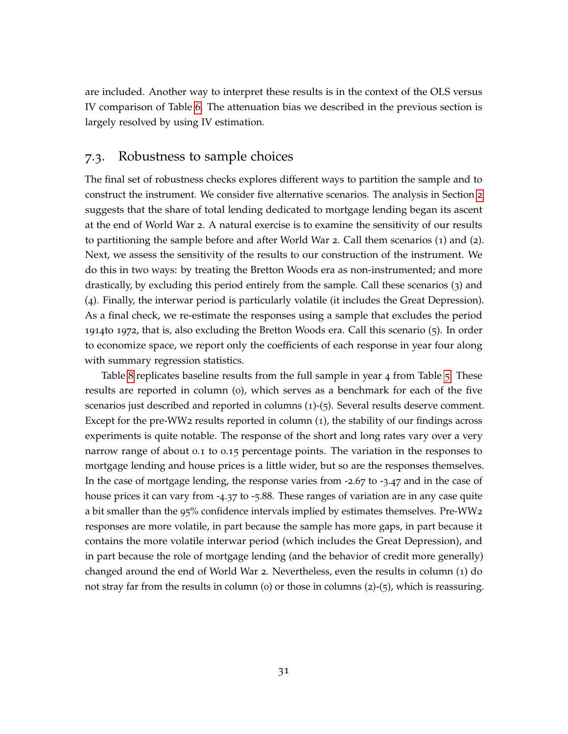are included. Another way to interpret these results is in the context of the OLS versus IV comparison of Table 6. The attenuation bias we described in the previous section is largely resolved by using IV estimation.

## 7.3. Robustness to sample choices

The final set of robustness checks explores different ways to partition the sample and to construct the instrument. We consider five alternative scenarios. The analysis in Section 2 suggests that the share of total lending dedicated to mortgage lending began its ascent at the end of World War 2. A natural exercise is to examine the sensitivity of our results to partitioning the sample before and after World War 2. Call them scenarios (1) and (2). Next, we assess the sensitivity of the results to our construction of the instrument. We do this in two ways: by treating the Bretton Woods era as non-instrumented; and more drastically, by excluding this period entirely from the sample. Call these scenarios (3) and (4). Finally, the interwar period is particularly volatile (it includes the Great Depression). As a final check, we re-estimate the responses using a sample that excludes the period 1914to 1972, that is, also excluding the Bretton Woods era. Call this scenario (5). In order to economize space, we report only the coefficients of each response in year four along with summary regression statistics.

Table 8 replicates baseline results from the full sample in year 4 from Table 5. These results are reported in column (0), which serves as a benchmark for each of the five scenarios just described and reported in columns (1)-(5). Several results deserve comment. Except for the pre-WW2 results reported in column (1), the stability of our findings across experiments is quite notable. The response of the short and long rates vary over a very narrow range of about 0.1 to 0.15 percentage points. The variation in the responses to mortgage lending and house prices is a little wider, but so are the responses themselves. In the case of mortgage lending, the response varies from -2.67 to -3.47 and in the case of house prices it can vary from -4.37 to -5.88. These ranges of variation are in any case quite a bit smaller than the 95% confidence intervals implied by estimates themselves. Pre-WW2 responses are more volatile, in part because the sample has more gaps, in part because it contains the more volatile interwar period (which includes the Great Depression), and in part because the role of mortgage lending (and the behavior of credit more generally) changed around the end of World War 2. Nevertheless, even the results in column (1) do not stray far from the results in column (0) or those in columns (2)-(5), which is reassuring.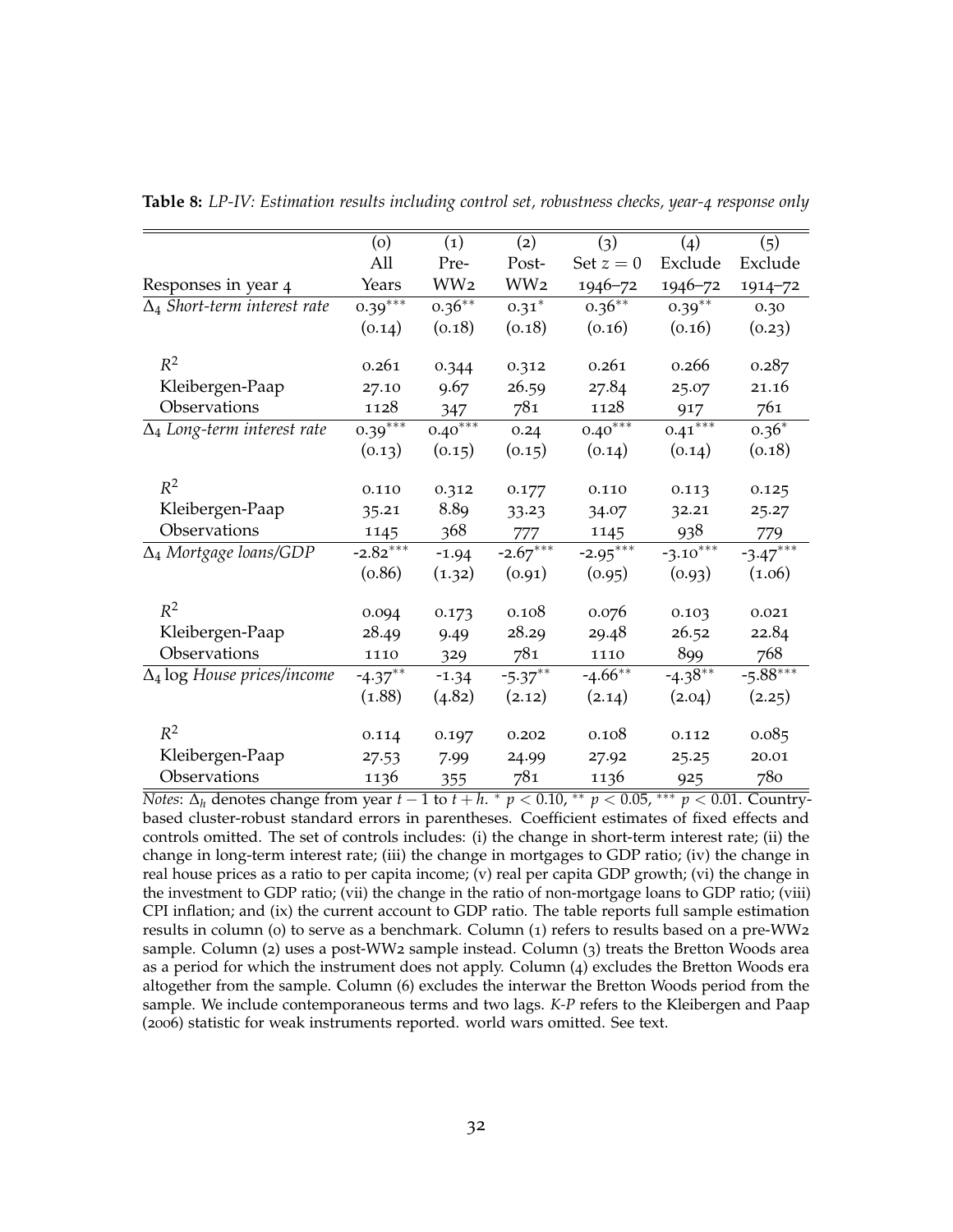**Table 8:** *LP-IV: Estimation results including control set, robustness checks, year-4 response only*

| | (0) | (1) | (2) | (3) | (4) | (5) |
|---|---|---|---|---|---|---|
| | All | Pre- | Post- | Set $z=0$ | Exclude | Exclude |
| Responses in year 4 | Years | WW2 | WW2 | 1946–72 | 1946–72 | 1914–72 |
| $\Delta_4$ *Short-term interest rate* | 0.39*** | 0.36** | 0.31* | 0.36** | 0.39** | 0.30 |
| | (0.14) | (0.18) | (0.18) | (0.16) | (0.16) | (0.23) |
| $R^2$ | 0.261 | 0.344 | 0.312 | 0.261 | 0.266 | 0.287 |
| Kleibergen-Paap | 27.10 | 9.67 | 26.59 | 27.84 | 25.07 | 21.16 |
| Observations | 1128 | 347 | 781 | 1128 | 917 | 761 |
| $\Delta_4$ *Long-term interest rate* | 0.39*** | 0.40*** | 0.24 | 0.40*** | 0.41*** | 0.36* |
| | (0.13) | (0.15) | (0.15) | (0.14) | (0.14) | (0.18) |
| $R^2$ | 0.110 | 0.312 | 0.177 | 0.110 | 0.113 | 0.125 |
| Kleibergen-Paap | 35.21 | 8.89 | 33.23 | 34.07 | 32.21 | 25.27 |
| Observations | 1145 | 368 | 777 | 1145 | 938 | 779 |
| $\Delta_4$ *Mortgage loans/GDP* | -2.82*** | -1.94 | -2.67*** | -2.95*** | -3.10*** | -3.47*** |
| | (0.86) | (1.32) | (0.91) | (0.95) | (0.93) | (1.06) |
| $R^2$ | 0.094 | 0.173 | 0.108 | 0.076 | 0.103 | 0.021 |
| Kleibergen-Paap | 28.49 | 9.49 | 28.29 | 29.48 | 26.52 | 22.84 |
| Observations | 1110 | 329 | 781 | 1110 | 899 | 768 |
| $\Delta_4$ log *House prices/income* | -4.37** | -1.34 | -5.37** | -4.66** | -4.38** | -5.88*** |
| | (1.88) | (4.82) | (2.12) | (2.14) | (2.04) | (2.25) |
| $R^2$ | 0.114 | 0.197 | 0.202 | 0.108 | 0.112 | 0.085 |
| Kleibergen-Paap | 27.53 | 7.99 | 24.99 | 27.92 | 25.25 | 20.01 |
| Observations | 1136 | 355 | 781 | 1136 | 925 | 780 |

*Notes*: $\Delta_h$ denotes change from year $t-1$ to $t+h$. * $p<0.10$, ** $p<0.05$, *** $p<0.01$. Country-based cluster-robust standard errors in parentheses. Coefficient estimates of fixed effects and controls omitted. The set of controls includes: (i) the change in short-term interest rate; (ii) the change in long-term interest rate; (iii) the change in mortgages to GDP ratio; (iv) the change in real house prices as a ratio to per capita income; (v) real per capita GDP growth; (vi) the change in the investment to GDP ratio; (vii) the change in the ratio of non-mortgage loans to GDP ratio; (viii) CPI inflation; and (ix) the current account to GDP ratio. The table reports full sample estimation results in column (0) to serve as a benchmark. Column (1) refers to results based on a pre-WW2 sample. Column (2) uses a post-WW2 sample instead. Column (3) treats the Bretton Woods area as a period for which the instrument does not apply. Column (4) excludes the Bretton Woods era altogether from the sample. Column (6) excludes the interwar the Bretton Woods period from the sample. We include contemporaneous terms and two lags. *K-P* refers to the Kleibergen and Paap (2006) statistic for weak instruments reported. world wars omitted. See text.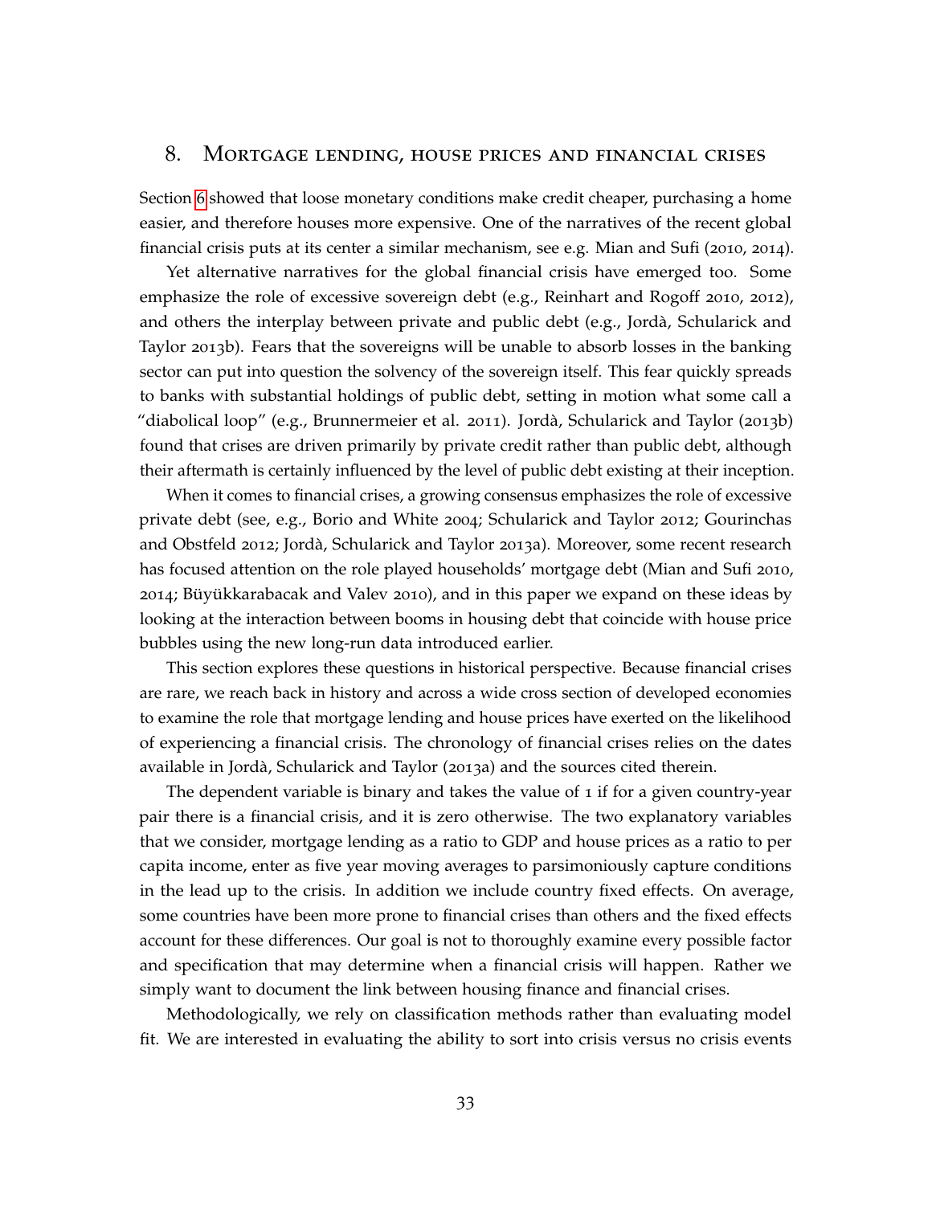## 8. Mortgage lending, house prices and financial crises

Section 6 showed that loose monetary conditions make credit cheaper, purchasing a home easier, and therefore houses more expensive. One of the narratives of the recent global financial crisis puts at its center a similar mechanism, see e.g. Mian and Sufi (2010, 2014).

Yet alternative narratives for the global financial crisis have emerged too. Some emphasize the role of excessive sovereign debt (e.g., Reinhart and Rogoff 2010, 2012), and others the interplay between private and public debt (e.g., Jordà, Schularick and Taylor 2013b). Fears that the sovereigns will be unable to absorb losses in the banking sector can put into question the solvency of the sovereign itself. This fear quickly spreads to banks with substantial holdings of public debt, setting in motion what some call a "diabolical loop" (e.g., Brunnermeier et al. 2011). Jordà, Schularick and Taylor (2013b) found that crises are driven primarily by private credit rather than public debt, although their aftermath is certainly influenced by the level of public debt existing at their inception.

When it comes to financial crises, a growing consensus emphasizes the role of excessive private debt (see, e.g., Borio and White 2004; Schularick and Taylor 2012; Gourinchas and Obstfeld 2012; Jordà, Schularick and Taylor 2013a). Moreover, some recent research has focused attention on the role played households' mortgage debt (Mian and Sufi 2010, 2014; Büyükkarabacak and Valev 2010), and in this paper we expand on these ideas by looking at the interaction between booms in housing debt that coincide with house price bubbles using the new long-run data introduced earlier.

This section explores these questions in historical perspective. Because financial crises are rare, we reach back in history and across a wide cross section of developed economies to examine the role that mortgage lending and house prices have exerted on the likelihood of experiencing a financial crisis. The chronology of financial crises relies on the dates available in Jordà, Schularick and Taylor (2013a) and the sources cited therein.

The dependent variable is binary and takes the value of 1 if for a given country-year pair there is a financial crisis, and it is zero otherwise. The two explanatory variables that we consider, mortgage lending as a ratio to GDP and house prices as a ratio to per capita income, enter as five year moving averages to parsimoniously capture conditions in the lead up to the crisis. In addition we include country fixed effects. On average, some countries have been more prone to financial crises than others and the fixed effects account for these differences. Our goal is not to thoroughly examine every possible factor and specification that may determine when a financial crisis will happen. Rather we simply want to document the link between housing finance and financial crises.

Methodologically, we rely on classification methods rather than evaluating model fit. We are interested in evaluating the ability to sort into crisis versus no crisis events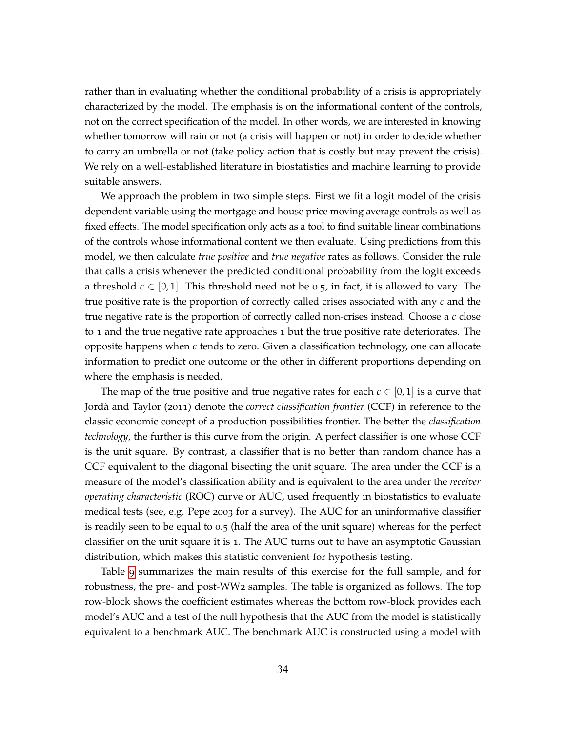rather than in evaluating whether the conditional probability of a crisis is appropriately characterized by the model. The emphasis is on the informational content of the controls, not on the correct specification of the model. In other words, we are interested in knowing whether tomorrow will rain or not (a crisis will happen or not) in order to decide whether to carry an umbrella or not (take policy action that is costly but may prevent the crisis). We rely on a well-established literature in biostatistics and machine learning to provide suitable answers.

We approach the problem in two simple steps. First we fit a logit model of the crisis dependent variable using the mortgage and house price moving average controls as well as fixed effects. The model specification only acts as a tool to find suitable linear combinations of the controls whose informational content we then evaluate. Using predictions from this model, we then calculate *true positive* and *true negative* rates as follows. Consider the rule that calls a crisis whenever the predicted conditional probability from the logit exceeds a threshold $c \in [0, 1]$. This threshold need not be 0.5, in fact, it is allowed to vary. The true positive rate is the proportion of correctly called crises associated with any $c$ and the true negative rate is the proportion of correctly called non-crises instead. Choose a $c$ close to 1 and the true negative rate approaches 1 but the true positive rate deteriorates. The opposite happens when $c$ tends to zero. Given a classification technology, one can allocate information to predict one outcome or the other in different proportions depending on where the emphasis is needed.

The map of the true positive and true negative rates for each $c \in [0, 1]$ is a curve that Jordà and Taylor (2011) denote the *correct classification frontier* (CCF) in reference to the classic economic concept of a production possibilities frontier. The better the *classification technology*, the further is this curve from the origin. A perfect classifier is one whose CCF is the unit square. By contrast, a classifier that is no better than random chance has a CCF equivalent to the diagonal bisecting the unit square. The area under the CCF is a measure of the model's classification ability and is equivalent to the area under the *receiver operating characteristic* (ROC) curve or AUC, used frequently in biostatistics to evaluate medical tests (see, e.g. Pepe 2003 for a survey). The AUC for an uninformative classifier is readily seen to be equal to 0.5 (half the area of the unit square) whereas for the perfect classifier on the unit square it is 1. The AUC turns out to have an asymptotic Gaussian distribution, which makes this statistic convenient for hypothesis testing.

Table 9 summarizes the main results of this exercise for the full sample, and for robustness, the pre- and post-WW2 samples. The table is organized as follows. The top row-block shows the coefficient estimates whereas the bottom row-block provides each model's AUC and a test of the null hypothesis that the AUC from the model is statistically equivalent to a benchmark AUC. The benchmark AUC is constructed using a model with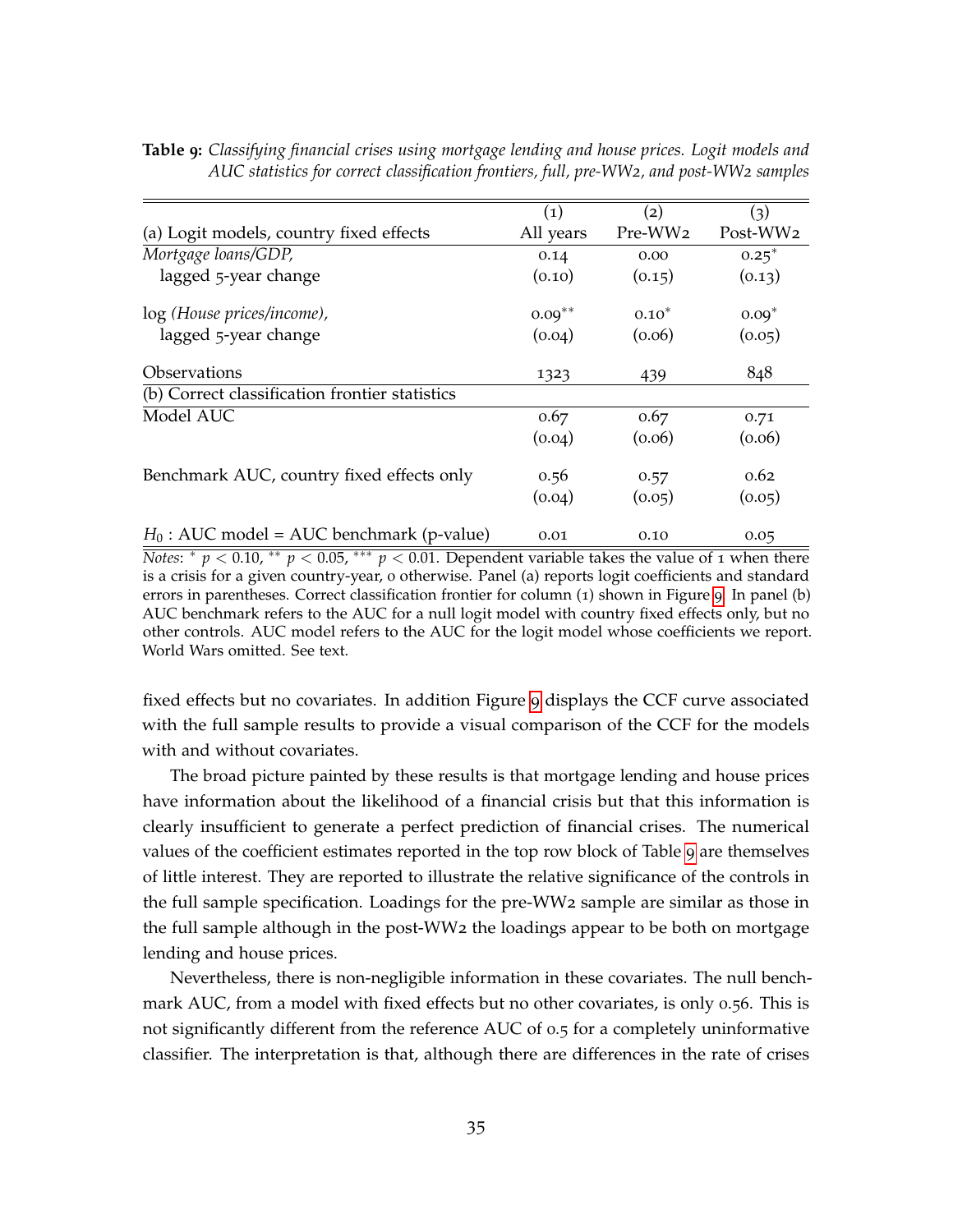**Table 9:** *Classifying financial crises using mortgage lending and house prices. Logit models and AUC statistics for correct classification frontiers, full, pre-WW2, and post-WW2 samples*

| | (1) | (2) | (3) |
|---|---|---|---|
| (a) Logit models, country fixed effects | All years | Pre-WW2 | Post-WW2 |
| *Mortgage loans/GDP,* | 0.14 | 0.00 | $0.25^{*}$ |
| lagged 5-year change | (0.10) | (0.15) | (0.13) |
| log *(House prices/income),* | $0.09^{**}$ | $0.10^{*}$ | $0.09^{*}$ |
| lagged 5-year change | (0.04) | (0.06) | (0.05) |
| Observations | 1323 | 439 | 848 |
| (b) Correct classification frontier statistics | | | |
| Model AUC | 0.67 | 0.67 | 0.71 |
| | (0.04) | (0.06) | (0.06) |
| Benchmark AUC, country fixed effects only | 0.56 | 0.57 | 0.62 |
| | (0.04) | (0.05) | (0.05) |
| $H_0$ : AUC model = AUC benchmark (p-value) | 0.01 | 0.10 | 0.05 |

*Notes*: $^{*}$ $p < 0.10$, $^{**}$ $p < 0.05$, $^{***}$ $p < 0.01$. Dependent variable takes the value of 1 when there is a crisis for a given country-year, 0 otherwise. Panel (a) reports logit coefficients and standard errors in parentheses. Correct classification frontier for column (1) shown in Figure 9. In panel (b) AUC benchmark refers to the AUC for a null logit model with country fixed effects only, but no other controls. AUC model refers to the AUC for the logit model whose coefficients we report. World Wars omitted. See text.

fixed effects but no covariates. In addition Figure 9 displays the CCF curve associated with the full sample results to provide a visual comparison of the CCF for the models with and without covariates.

The broad picture painted by these results is that mortgage lending and house prices have information about the likelihood of a financial crisis but that this information is clearly insufficient to generate a perfect prediction of financial crises. The numerical values of the coefficient estimates reported in the top row block of Table 9 are themselves of little interest. They are reported to illustrate the relative significance of the controls in the full sample specification. Loadings for the pre-WW2 sample are similar as those in the full sample although in the post-WW2 the loadings appear to be both on mortgage lending and house prices.

Nevertheless, there is non-negligible information in these covariates. The null benchmark AUC, from a model with fixed effects but no other covariates, is only 0.56. This is not significantly different from the reference AUC of 0.5 for a completely uninformative classifier. The interpretation is that, although there are differences in the rate of crises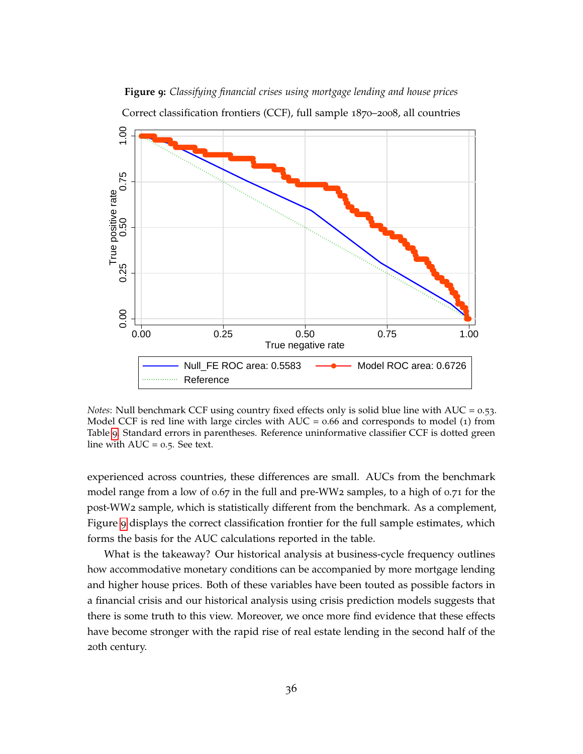**Figure 9:** *Classifying financial crises using mortgage lending and house prices*

Correct classification frontiers (CCF), full sample 1870–2008, all countries

*Notes*: Null benchmark CCF using country fixed effects only is solid blue line with AUC = 0.53. Model CCF is red line with large circles with AUC = 0.66 and corresponds to model (1) from Table 9. Standard errors in parentheses. Reference uninformative classifier CCF is dotted green line with AUC = 0.5. See text.

experienced across countries, these differences are small. AUCs from the benchmark model range from a low of 0.67 in the full and pre-WW2 samples, to a high of 0.71 for the post-WW2 sample, which is statistically different from the benchmark. As a complement, Figure 9 displays the correct classification frontier for the full sample estimates, which forms the basis for the AUC calculations reported in the table.

What is the takeaway? Our historical analysis at business-cycle frequency outlines how accommodative monetary conditions can be accompanied by more mortgage lending and higher house prices. Both of these variables have been touted as possible factors in a financial crisis and our historical analysis using crisis prediction models suggests that there is some truth to this view. Moreover, we once more find evidence that these effects have become stronger with the rapid rise of real estate lending in the second half of the 20th century.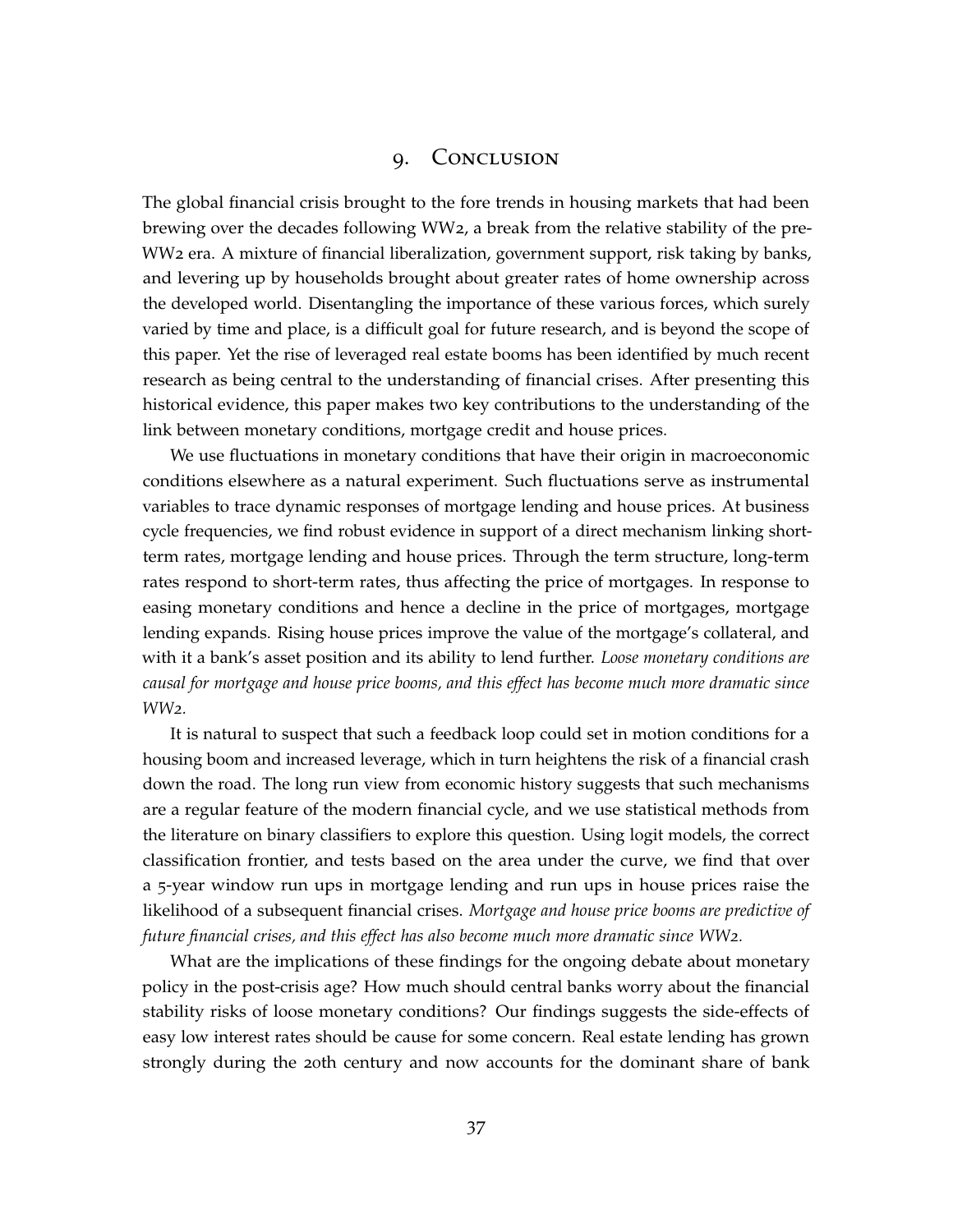# 9. Conclusion

The global financial crisis brought to the fore trends in housing markets that had been brewing over the decades following WW2, a break from the relative stability of the pre-WW2 era. A mixture of financial liberalization, government support, risk taking by banks, and levering up by households brought about greater rates of home ownership across the developed world. Disentangling the importance of these various forces, which surely varied by time and place, is a difficult goal for future research, and is beyond the scope of this paper. Yet the rise of leveraged real estate booms has been identified by much recent research as being central to the understanding of financial crises. After presenting this historical evidence, this paper makes two key contributions to the understanding of the link between monetary conditions, mortgage credit and house prices.

We use fluctuations in monetary conditions that have their origin in macroeconomic conditions elsewhere as a natural experiment. Such fluctuations serve as instrumental variables to trace dynamic responses of mortgage lending and house prices. At business cycle frequencies, we find robust evidence in support of a direct mechanism linking short-term rates, mortgage lending and house prices. Through the term structure, long-term rates respond to short-term rates, thus affecting the price of mortgages. In response to easing monetary conditions and hence a decline in the price of mortgages, mortgage lending expands. Rising house prices improve the value of the mortgage's collateral, and with it a bank's asset position and its ability to lend further. *Loose monetary conditions are causal for mortgage and house price booms, and this effect has become much more dramatic since WW2.*

It is natural to suspect that such a feedback loop could set in motion conditions for a housing boom and increased leverage, which in turn heightens the risk of a financial crash down the road. The long run view from economic history suggests that such mechanisms are a regular feature of the modern financial cycle, and we use statistical methods from the literature on binary classifiers to explore this question. Using logit models, the correct classification frontier, and tests based on the area under the curve, we find that over a 5-year window run ups in mortgage lending and run ups in house prices raise the likelihood of a subsequent financial crises. *Mortgage and house price booms are predictive of future financial crises, and this effect has also become much more dramatic since WW2.*

What are the implications of these findings for the ongoing debate about monetary policy in the post-crisis age? How much should central banks worry about the financial stability risks of loose monetary conditions? Our findings suggests the side-effects of easy low interest rates should be cause for some concern. Real estate lending has grown strongly during the 20th century and now accounts for the dominant share of bank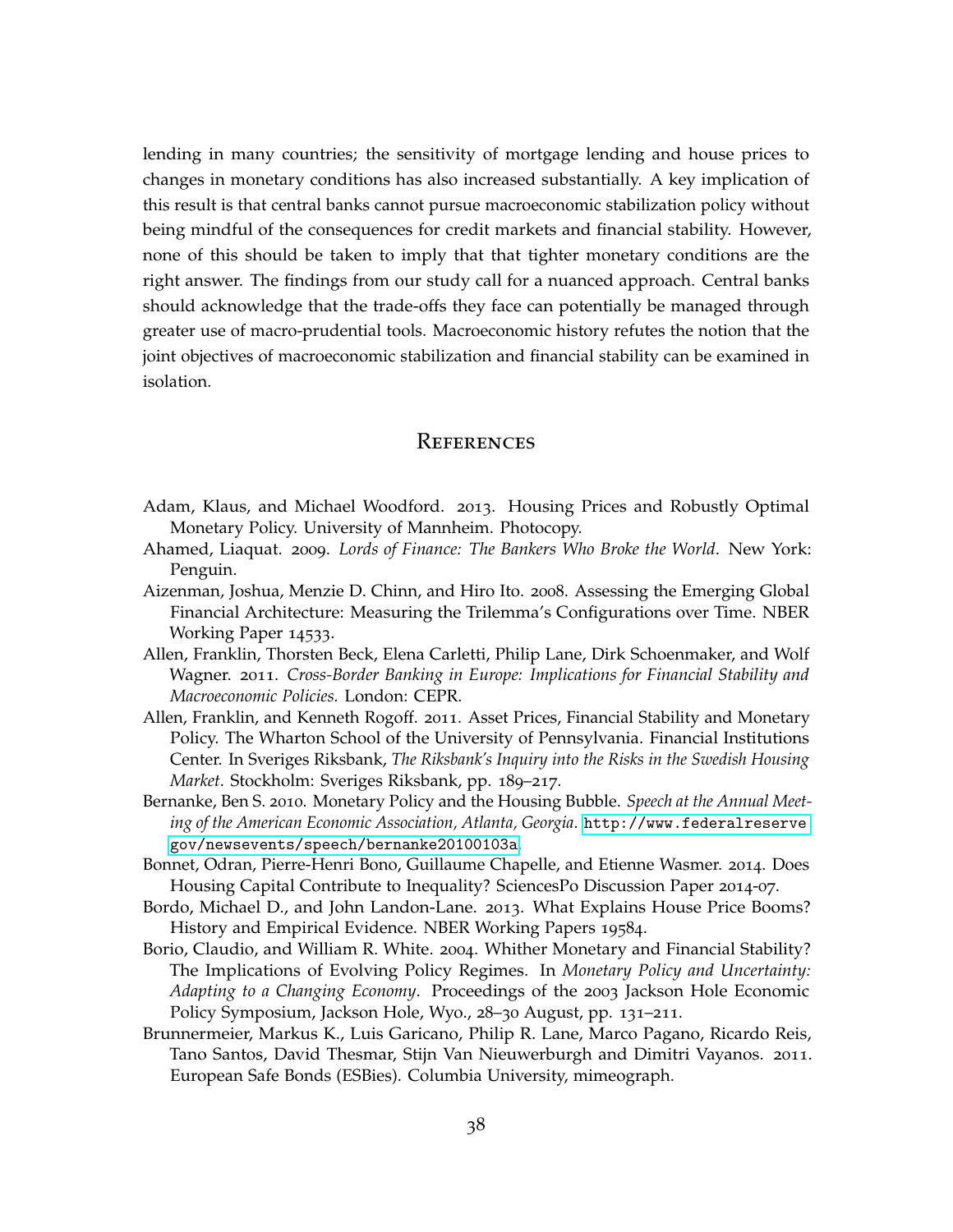lending in many countries; the sensitivity of mortgage lending and house prices to changes in monetary conditions has also increased substantially. A key implication of this result is that central banks cannot pursue macroeconomic stabilization policy without being mindful of the consequences for credit markets and financial stability. However, none of this should be taken to imply that that tighter monetary conditions are the right answer. The findings from our study call for a nuanced approach. Central banks should acknowledge that the trade-offs they face can potentially be managed through greater use of macro-prudential tools. Macroeconomic history refutes the notion that the joint objectives of macroeconomic stabilization and financial stability can be examined in isolation.

## References

Adam, Klaus, and Michael Woodford. 2013. Housing Prices and Robustly Optimal Monetary Policy. University of Mannheim. Photocopy.

Ahamed, Liaquat. 2009. *Lords of Finance: The Bankers Who Broke the World*. New York: Penguin.

Aizenman, Joshua, Menzie D. Chinn, and Hiro Ito. 2008. Assessing the Emerging Global Financial Architecture: Measuring the Trilemma's Configurations over Time. NBER Working Paper 14533.

Allen, Franklin, Thorsten Beck, Elena Carletti, Philip Lane, Dirk Schoenmaker, and Wolf Wagner. 2011. *Cross-Border Banking in Europe: Implications for Financial Stability and Macroeconomic Policies.* London: CEPR.

Allen, Franklin, and Kenneth Rogoff. 2011. Asset Prices, Financial Stability and Monetary Policy. The Wharton School of the University of Pennsylvania. Financial Institutions Center. In Sveriges Riksbank, *The Riksbank's Inquiry into the Risks in the Swedish Housing Market*. Stockholm: Sveriges Riksbank, pp. 189–217.

Bernanke, Ben S. 2010. Monetary Policy and the Housing Bubble. *Speech at the Annual Meeting of the American Economic Association, Atlanta, Georgia*. http://www.federalreserve.gov/newsevents/speech/bernanke20100103a.

Bonnet, Odran, Pierre-Henri Bono, Guillaume Chapelle, and Etienne Wasmer. 2014. Does Housing Capital Contribute to Inequality? SciencesPo Discussion Paper 2014-07.

Bordo, Michael D., and John Landon-Lane. 2013. What Explains House Price Booms? History and Empirical Evidence. NBER Working Papers 19584.

Borio, Claudio, and William R. White. 2004. Whither Monetary and Financial Stability? The Implications of Evolving Policy Regimes. In *Monetary Policy and Uncertainty: Adapting to a Changing Economy*. Proceedings of the 2003 Jackson Hole Economic Policy Symposium, Jackson Hole, Wyo., 28–30 August, pp. 131–211.

Brunnermeier, Markus K., Luis Garicano, Philip R. Lane, Marco Pagano, Ricardo Reis, Tano Santos, David Thesmar, Stijn Van Nieuwerburgh and Dimitri Vayanos. 2011. European Safe Bonds (ESBies). Columbia University, mimeograph.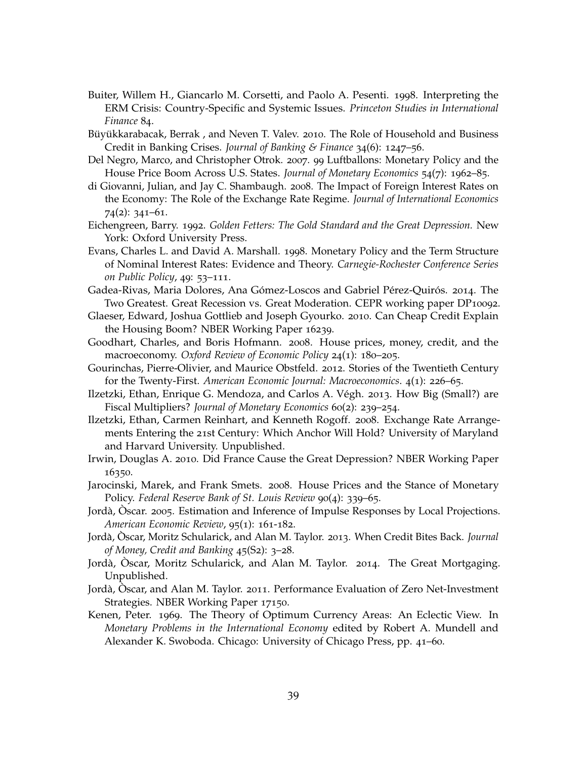Buiter, Willem H., Giancarlo M. Corsetti, and Paolo A. Pesenti. 1998. Interpreting the ERM Crisis: Country-Specific and Systemic Issues. *Princeton Studies in International Finance* 84.

Büyükkarabacak, Berrak , and Neven T. Valev. 2010. The Role of Household and Business Credit in Banking Crises. *Journal of Banking & Finance* 34(6): 1247–56.

Del Negro, Marco, and Christopher Otrok. 2007. 99 Luftballons: Monetary Policy and the House Price Boom Across U.S. States. *Journal of Monetary Economics* 54(7): 1962–85.

di Giovanni, Julian, and Jay C. Shambaugh. 2008. The Impact of Foreign Interest Rates on the Economy: The Role of the Exchange Rate Regime. *Journal of International Economics* 74(2): 341–61.

Eichengreen, Barry. 1992. *Golden Fetters: The Gold Standard and the Great Depression.* New York: Oxford University Press.

Evans, Charles L. and David A. Marshall. 1998. Monetary Policy and the Term Structure of Nominal Interest Rates: Evidence and Theory. *Carnegie-Rochester Conference Series on Public Policy*, 49: 53–111.

Gadea-Rivas, Maria Dolores, Ana Gómez-Loscos and Gabriel Pérez-Quirós. 2014. The Two Greatest. Great Recession vs. Great Moderation. CEPR working paper DP10092.

Glaeser, Edward, Joshua Gottlieb and Joseph Gyourko. 2010. Can Cheap Credit Explain the Housing Boom? NBER Working Paper 16239.

Goodhart, Charles, and Boris Hofmann. 2008. House prices, money, credit, and the macroeconomy. *Oxford Review of Economic Policy* 24(1): 180–205.

Gourinchas, Pierre-Olivier, and Maurice Obstfeld. 2012. Stories of the Twentieth Century for the Twenty-First. *American Economic Journal: Macroeconomics*. 4(1): 226–65.

Ilzetzki, Ethan, Enrique G. Mendoza, and Carlos A. Végh. 2013. How Big (Small?) are Fiscal Multipliers? *Journal of Monetary Economics* 60(2): 239–254.

Ilzetzki, Ethan, Carmen Reinhart, and Kenneth Rogoff. 2008. Exchange Rate Arrangements Entering the 21st Century: Which Anchor Will Hold? University of Maryland and Harvard University. Unpublished.

Irwin, Douglas A. 2010. Did France Cause the Great Depression? NBER Working Paper 16350.

Jarocinski, Marek, and Frank Smets. 2008. House Prices and the Stance of Monetary Policy. *Federal Reserve Bank of St. Louis Review* 90(4): 339–65.

Jordà, Òscar. 2005. Estimation and Inference of Impulse Responses by Local Projections. *American Economic Review*, 95(1): 161-182.

Jordà, Òscar, Moritz Schularick, and Alan M. Taylor. 2013. When Credit Bites Back. *Journal of Money, Credit and Banking* 45(S2): 3–28.

Jordà, Òscar, Moritz Schularick, and Alan M. Taylor. 2014. The Great Mortgaging. Unpublished.

Jordà, Òscar, and Alan M. Taylor. 2011. Performance Evaluation of Zero Net-Investment Strategies. NBER Working Paper 17150.

Kenen, Peter. 1969. The Theory of Optimum Currency Areas: An Eclectic View. In *Monetary Problems in the International Economy* edited by Robert A. Mundell and Alexander K. Swoboda. Chicago: University of Chicago Press, pp. 41–60.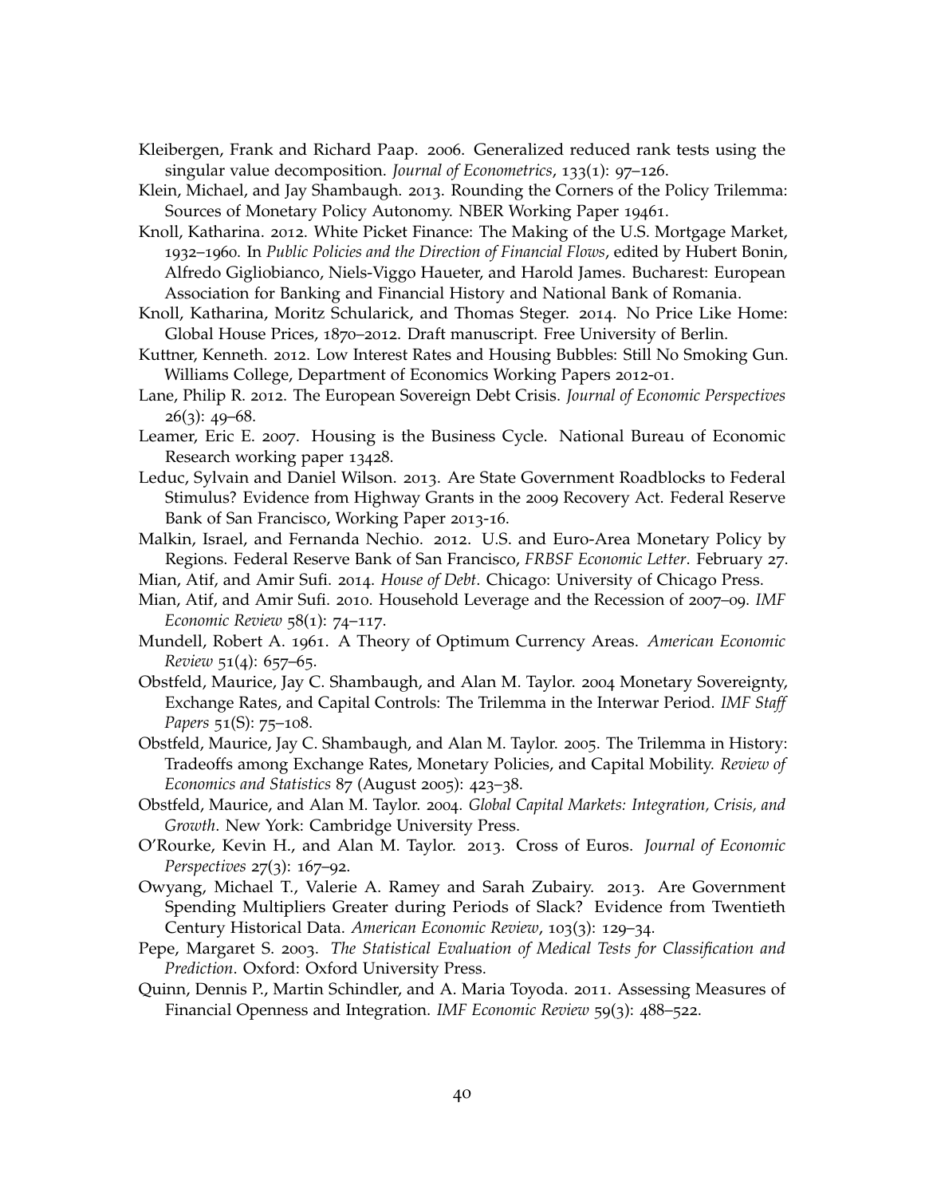Kleibergen, Frank and Richard Paap. 2006. Generalized reduced rank tests using the singular value decomposition. *Journal of Econometrics*, 133(1): 97–126.

Klein, Michael, and Jay Shambaugh. 2013. Rounding the Corners of the Policy Trilemma: Sources of Monetary Policy Autonomy. NBER Working Paper 19461.

Knoll, Katharina. 2012. White Picket Finance: The Making of the U.S. Mortgage Market, 1932–1960. In *Public Policies and the Direction of Financial Flows*, edited by Hubert Bonin, Alfredo Gigliobianco, Niels-Viggo Haueter, and Harold James. Bucharest: European Association for Banking and Financial History and National Bank of Romania.

Knoll, Katharina, Moritz Schularick, and Thomas Steger. 2014. No Price Like Home: Global House Prices, 1870–2012. Draft manuscript. Free University of Berlin.

Kuttner, Kenneth. 2012. Low Interest Rates and Housing Bubbles: Still No Smoking Gun. Williams College, Department of Economics Working Papers 2012-01.

Lane, Philip R. 2012. The European Sovereign Debt Crisis. *Journal of Economic Perspectives* 26(3): 49–68.

Leamer, Eric E. 2007. Housing is the Business Cycle. National Bureau of Economic Research working paper 13428.

Leduc, Sylvain and Daniel Wilson. 2013. Are State Government Roadblocks to Federal Stimulus? Evidence from Highway Grants in the 2009 Recovery Act. Federal Reserve Bank of San Francisco, Working Paper 2013-16.

Malkin, Israel, and Fernanda Nechio. 2012. U.S. and Euro-Area Monetary Policy by Regions. Federal Reserve Bank of San Francisco, *FRBSF Economic Letter*. February 27.

Mian, Atif, and Amir Sufi. 2014. *House of Debt*. Chicago: University of Chicago Press.

Mian, Atif, and Amir Sufi. 2010. Household Leverage and the Recession of 2007–09. *IMF Economic Review* 58(1): 74–117.

Mundell, Robert A. 1961. A Theory of Optimum Currency Areas. *American Economic Review* 51(4): 657–65.

Obstfeld, Maurice, Jay C. Shambaugh, and Alan M. Taylor. 2004 Monetary Sovereignty, Exchange Rates, and Capital Controls: The Trilemma in the Interwar Period. *IMF Staff Papers* 51(S): 75–108.

Obstfeld, Maurice, Jay C. Shambaugh, and Alan M. Taylor. 2005. The Trilemma in History: Tradeoffs among Exchange Rates, Monetary Policies, and Capital Mobility. *Review of Economics and Statistics* 87 (August 2005): 423–38.

Obstfeld, Maurice, and Alan M. Taylor. 2004. *Global Capital Markets: Integration, Crisis, and Growth*. New York: Cambridge University Press.

O'Rourke, Kevin H., and Alan M. Taylor. 2013. Cross of Euros. *Journal of Economic Perspectives* 27(3): 167–92.

Owyang, Michael T., Valerie A. Ramey and Sarah Zubairy. 2013. Are Government Spending Multipliers Greater during Periods of Slack? Evidence from Twentieth Century Historical Data. *American Economic Review*, 103(3): 129–34.

Pepe, Margaret S. 2003. *The Statistical Evaluation of Medical Tests for Classification and Prediction*. Oxford: Oxford University Press.

Quinn, Dennis P., Martin Schindler, and A. Maria Toyoda. 2011. Assessing Measures of Financial Openness and Integration. *IMF Economic Review* 59(3): 488–522.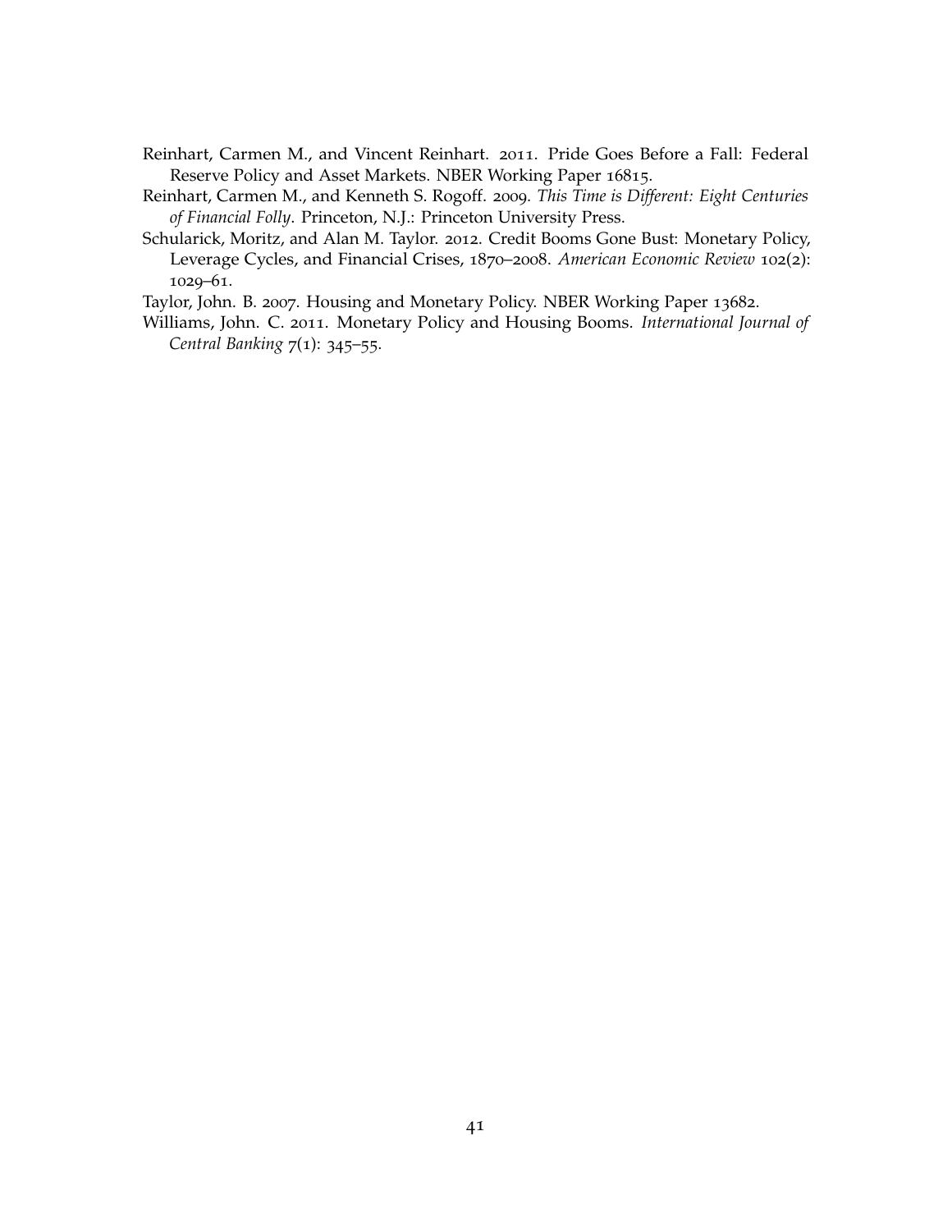Reinhart, Carmen M., and Vincent Reinhart. 2011. Pride Goes Before a Fall: Federal Reserve Policy and Asset Markets. NBER Working Paper 16815.

Reinhart, Carmen M., and Kenneth S. Rogoff. 2009. *This Time is Different: Eight Centuries of Financial Folly*. Princeton, N.J.: Princeton University Press.

Schularick, Moritz, and Alan M. Taylor. 2012. Credit Booms Gone Bust: Monetary Policy, Leverage Cycles, and Financial Crises, 1870–2008. *American Economic Review* 102(2): 1029–61.

Taylor, John. B. 2007. Housing and Monetary Policy. NBER Working Paper 13682.

Williams, John. C. 2011. Monetary Policy and Housing Booms. *International Journal of Central Banking* 7(1): 345–55.